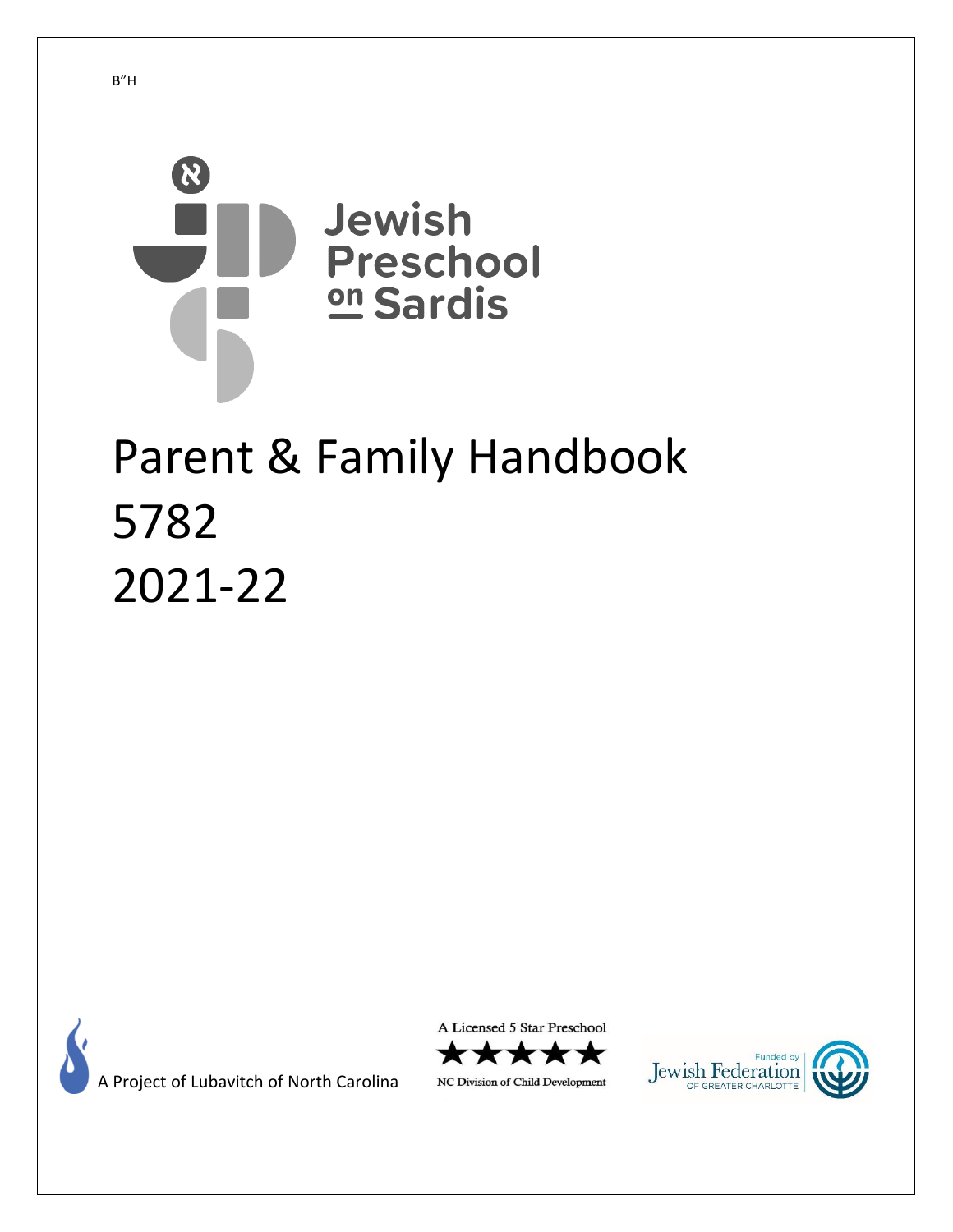B"H

Jewish Preschool on Sardis

# Parent & Family Handbook
# 5782
# 2021-22

A Project of Lubavitch of North Carolina

A Licensed 5 Star Preschool

★★★★★

NC Division of Child Development

Funded by Jewish Federation OF GREATER CHARLOTTE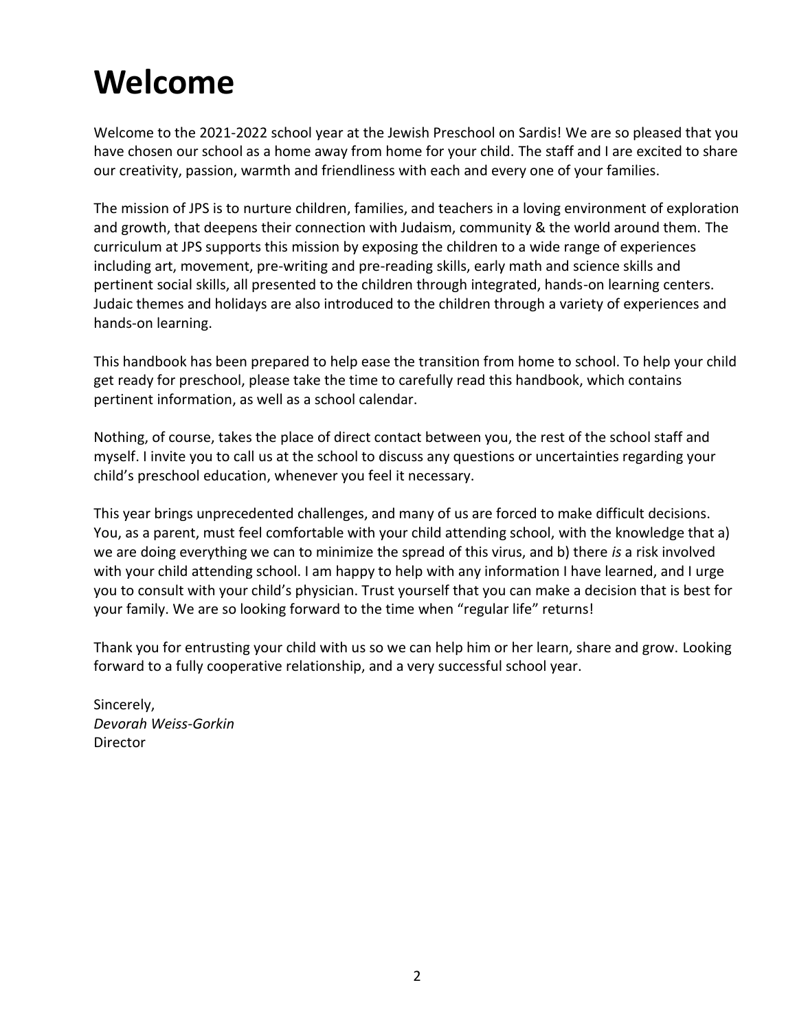# Welcome

Welcome to the 2021-2022 school year at the Jewish Preschool on Sardis! We are so pleased that you have chosen our school as a home away from home for your child. The staff and I are excited to share our creativity, passion, warmth and friendliness with each and every one of your families.

The mission of JPS is to nurture children, families, and teachers in a loving environment of exploration and growth, that deepens their connection with Judaism, community & the world around them. The curriculum at JPS supports this mission by exposing the children to a wide range of experiences including art, movement, pre-writing and pre-reading skills, early math and science skills and pertinent social skills, all presented to the children through integrated, hands-on learning centers. Judaic themes and holidays are also introduced to the children through a variety of experiences and hands-on learning.

This handbook has been prepared to help ease the transition from home to school. To help your child get ready for preschool, please take the time to carefully read this handbook, which contains pertinent information, as well as a school calendar.

Nothing, of course, takes the place of direct contact between you, the rest of the school staff and myself. I invite you to call us at the school to discuss any questions or uncertainties regarding your child's preschool education, whenever you feel it necessary.

This year brings unprecedented challenges, and many of us are forced to make difficult decisions. You, as a parent, must feel comfortable with your child attending school, with the knowledge that a) we are doing everything we can to minimize the spread of this virus, and b) there *is* a risk involved with your child attending school. I am happy to help with any information I have learned, and I urge you to consult with your child's physician. Trust yourself that you can make a decision that is best for your family. We are so looking forward to the time when "regular life" returns!

Thank you for entrusting your child with us so we can help him or her learn, share and grow. Looking forward to a fully cooperative relationship, and a very successful school year.

Sincerely,
*Devorah Weiss-Gorkin*
Director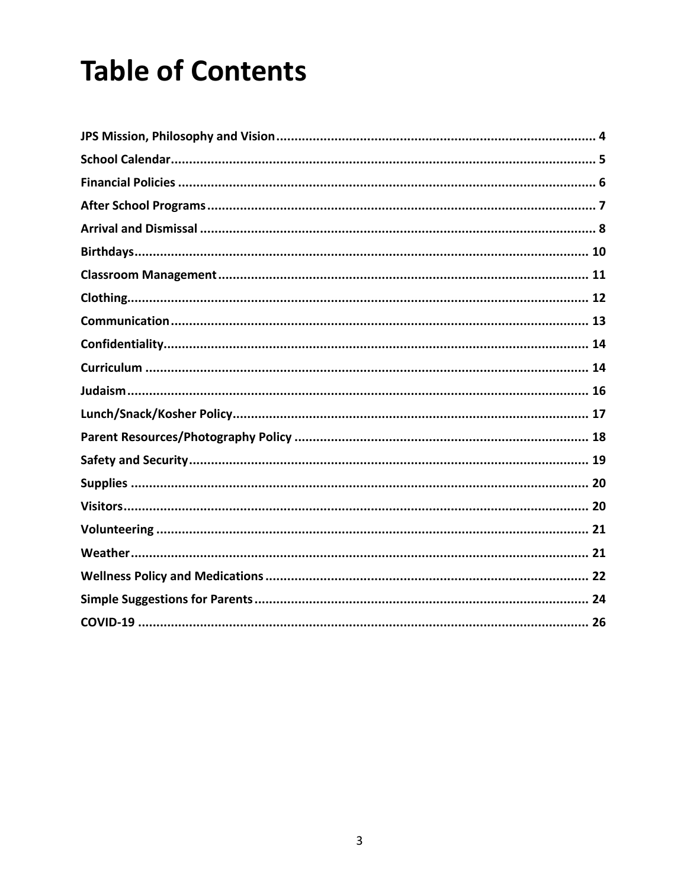# Table of Contents

| Section | Page |
|---|---|
| **JPS Mission, Philosophy and Vision** | **4** |
| **School Calendar** | **5** |
| **Financial Policies** | **6** |
| **After School Programs** | **7** |
| **Arrival and Dismissal** | **8** |
| **Birthdays** | **10** |
| **Classroom Management** | **11** |
| **Clothing** | **12** |
| **Communication** | **13** |
| **Confidentiality** | **14** |
| **Curriculum** | **14** |
| **Judaism** | **16** |
| **Lunch/Snack/Kosher Policy** | **17** |
| **Parent Resources/Photography Policy** | **18** |
| **Safety and Security** | **19** |
| **Supplies** | **20** |
| **Visitors** | **20** |
| **Volunteering** | **21** |
| **Weather** | **21** |
| **Wellness Policy and Medications** | **22** |
| **Simple Suggestions for Parents** | **24** |
| **COVID-19** | **26** |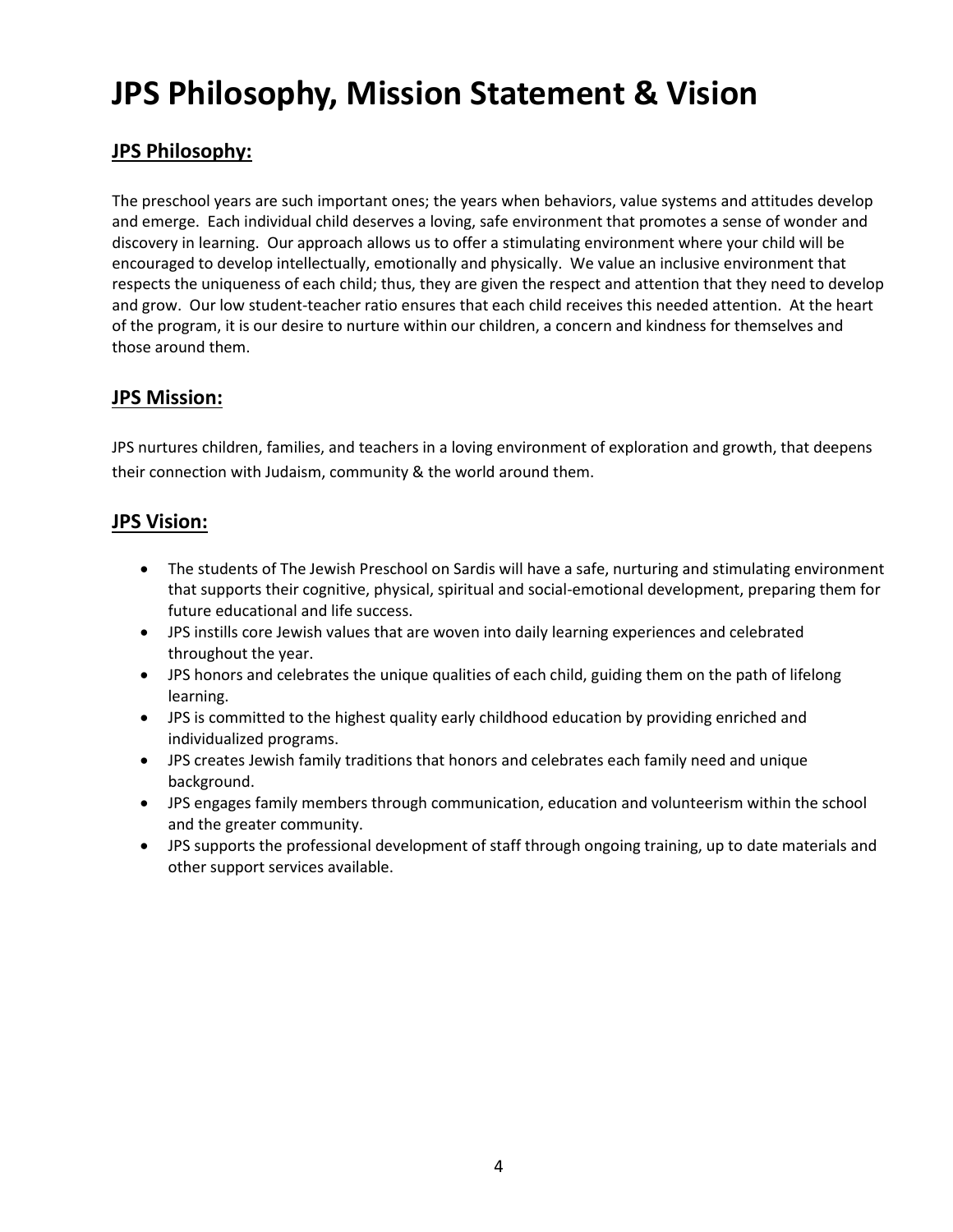# JPS Philosophy, Mission Statement & Vision

## JPS Philosophy:

The preschool years are such important ones; the years when behaviors, value systems and attitudes develop and emerge. Each individual child deserves a loving, safe environment that promotes a sense of wonder and discovery in learning. Our approach allows us to offer a stimulating environment where your child will be encouraged to develop intellectually, emotionally and physically. We value an inclusive environment that respects the uniqueness of each child; thus, they are given the respect and attention that they need to develop and grow. Our low student-teacher ratio ensures that each child receives this needed attention. At the heart of the program, it is our desire to nurture within our children, a concern and kindness for themselves and those around them.

## JPS Mission:

JPS nurtures children, families, and teachers in a loving environment of exploration and growth, that deepens their connection with Judaism, community & the world around them.

## JPS Vision:

- The students of The Jewish Preschool on Sardis will have a safe, nurturing and stimulating environment that supports their cognitive, physical, spiritual and social-emotional development, preparing them for future educational and life success.
- JPS instills core Jewish values that are woven into daily learning experiences and celebrated throughout the year.
- JPS honors and celebrates the unique qualities of each child, guiding them on the path of lifelong learning.
- JPS is committed to the highest quality early childhood education by providing enriched and individualized programs.
- JPS creates Jewish family traditions that honors and celebrates each family need and unique background.
- JPS engages family members through communication, education and volunteerism within the school and the greater community.
- JPS supports the professional development of staff through ongoing training, up to date materials and other support services available.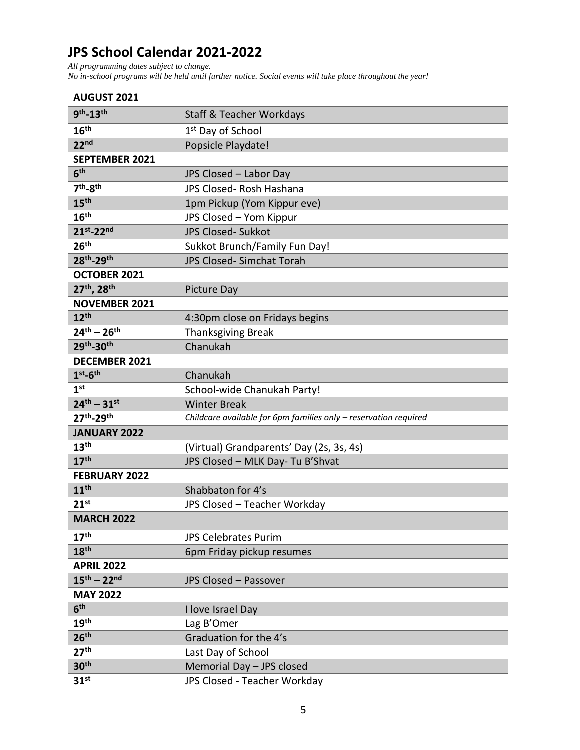# JPS School Calendar 2021-2022

*All programming dates subject to change.*
*No in-school programs will be held until further notice. Social events will take place throughout the year!*

| **AUGUST 2021** | |
|---|---|
| **9th-13th** | Staff & Teacher Workdays |
| **16th** | 1st Day of School |
| **22nd** | Popsicle Playdate! |
| **SEPTEMBER 2021** | |
| **6th** | JPS Closed – Labor Day |
| **7th-8th** | JPS Closed- Rosh Hashana |
| **15th** | 1pm Pickup (Yom Kippur eve) |
| **16th** | JPS Closed – Yom Kippur |
| **21st-22nd** | JPS Closed- Sukkot |
| **26th** | Sukkot Brunch/Family Fun Day! |
| **28th-29th** | JPS Closed- Simchat Torah |
| **OCTOBER 2021** | |
| **27th, 28th** | Picture Day |
| **NOVEMBER 2021** | |
| **12th** | 4:30pm close on Fridays begins |
| **24th – 26th** | Thanksgiving Break |
| **29th-30th** | Chanukah |
| **DECEMBER 2021** | |
| **1st-6th** | Chanukah |
| **1st** | School-wide Chanukah Party! |
| **24th – 31st** | Winter Break |
| **27th-29th** | *Childcare available for 6pm families only – reservation required* |
| **JANUARY 2022** | |
| **13th** | (Virtual) Grandparents' Day (2s, 3s, 4s) |
| **17th** | JPS Closed – MLK Day- Tu B'Shvat |
| **FEBRUARY 2022** | |
| **11th** | Shabbaton for 4's |
| **21st** | JPS Closed – Teacher Workday |
| **MARCH 2022** | |
| **17th** | JPS Celebrates Purim |
| **18th** | 6pm Friday pickup resumes |
| **APRIL 2022** | |
| **15th – 22nd** | JPS Closed – Passover |
| **MAY 2022** | |
| **6th** | I love Israel Day |
| **19th** | Lag B'Omer |
| **26th** | Graduation for the 4's |
| **27th** | Last Day of School |
| **30th** | Memorial Day – JPS closed |
| **31st** | JPS Closed - Teacher Workday |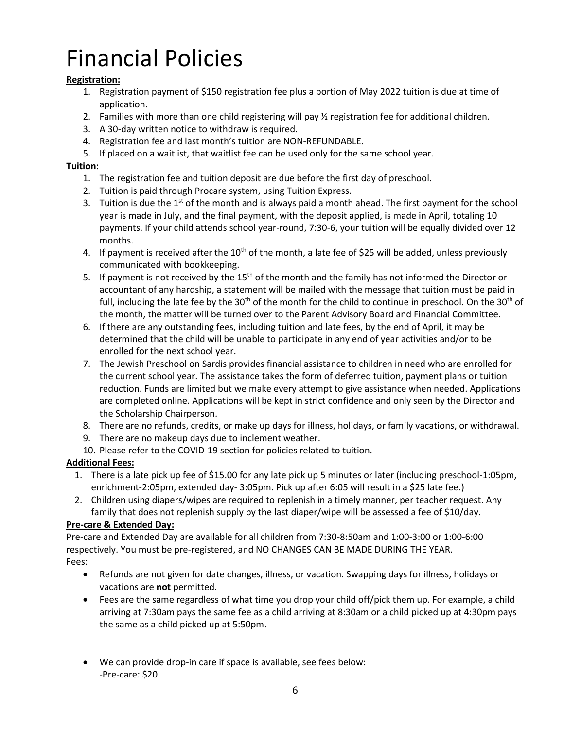# Financial Policies

**Registration:**

1. Registration payment of $150 registration fee plus a portion of May 2022 tuition is due at time of application.
2. Families with more than one child registering will pay ½ registration fee for additional children.
3. A 30-day written notice to withdraw is required.
4. Registration fee and last month's tuition are NON-REFUNDABLE.
5. If placed on a waitlist, that waitlist fee can be used only for the same school year.

**Tuition:**

1. The registration fee and tuition deposit are due before the first day of preschool.
2. Tuition is paid through Procare system, using Tuition Express.
3. Tuition is due the 1st of the month and is always paid a month ahead. The first payment for the school year is made in July, and the final payment, with the deposit applied, is made in April, totaling 10 payments. If your child attends school year-round, 7:30-6, your tuition will be equally divided over 12 months.
4. If payment is received after the 10th of the month, a late fee of $25 will be added, unless previously communicated with bookkeeping.
5. If payment is not received by the 15th of the month and the family has not informed the Director or accountant of any hardship, a statement will be mailed with the message that tuition must be paid in full, including the late fee by the 30th of the month for the child to continue in preschool. On the 30th of the month, the matter will be turned over to the Parent Advisory Board and Financial Committee.
6. If there are any outstanding fees, including tuition and late fees, by the end of April, it may be determined that the child will be unable to participate in any end of year activities and/or to be enrolled for the next school year.
7. The Jewish Preschool on Sardis provides financial assistance to children in need who are enrolled for the current school year. The assistance takes the form of deferred tuition, payment plans or tuition reduction. Funds are limited but we make every attempt to give assistance when needed. Applications are completed online. Applications will be kept in strict confidence and only seen by the Director and the Scholarship Chairperson.
8. There are no refunds, credits, or make up days for illness, holidays, or family vacations, or withdrawal.
9. There are no makeup days due to inclement weather.
10. Please refer to the COVID-19 section for policies related to tuition.

**Additional Fees:**

1. There is a late pick up fee of $15.00 for any late pick up 5 minutes or later (including preschool-1:05pm, enrichment-2:05pm, extended day- 3:05pm. Pick up after 6:05 will result in a $25 late fee.)
2. Children using diapers/wipes are required to replenish in a timely manner, per teacher request. Any family that does not replenish supply by the last diaper/wipe will be assessed a fee of $10/day.

**Pre-care & Extended Day:**

Pre-care and Extended Day are available for all children from 7:30-8:50am and 1:00-3:00 or 1:00-6:00 respectively. You must be pre-registered, and NO CHANGES CAN BE MADE DURING THE YEAR.

Fees:

- Refunds are not given for date changes, illness, or vacation. Swapping days for illness, holidays or vacations are **not** permitted.
- Fees are the same regardless of what time you drop your child off/pick them up. For example, a child arriving at 7:30am pays the same fee as a child arriving at 8:30am or a child picked up at 4:30pm pays the same as a child picked up at 5:50pm.
- We can provide drop-in care if space is available, see fees below:
  -Pre-care: $20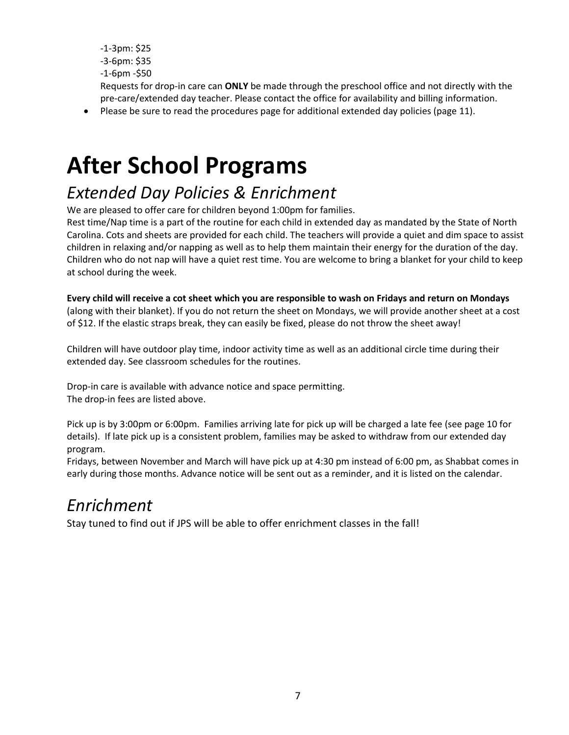-1-3pm: $25
-3-6pm: $35
-1-6pm -$50
Requests for drop-in care can **ONLY** be made through the preschool office and not directly with the pre-care/extended day teacher. Please contact the office for availability and billing information.

- Please be sure to read the procedures page for additional extended day policies (page 11).

# After School Programs

## *Extended Day Policies & Enrichment*

We are pleased to offer care for children beyond 1:00pm for families.
Rest time/Nap time is a part of the routine for each child in extended day as mandated by the State of North Carolina. Cots and sheets are provided for each child. The teachers will provide a quiet and dim space to assist children in relaxing and/or napping as well as to help them maintain their energy for the duration of the day. Children who do not nap will have a quiet rest time. You are welcome to bring a blanket for your child to keep at school during the week.

**Every child will receive a cot sheet which you are responsible to wash on Fridays and return on Mondays** (along with their blanket). If you do not return the sheet on Mondays, we will provide another sheet at a cost of $12. If the elastic straps break, they can easily be fixed, please do not throw the sheet away!

Children will have outdoor play time, indoor activity time as well as an additional circle time during their extended day. See classroom schedules for the routines.

Drop-in care is available with advance notice and space permitting.
The drop-in fees are listed above.

Pick up is by 3:00pm or 6:00pm. Families arriving late for pick up will be charged a late fee (see page 10 for details). If late pick up is a consistent problem, families may be asked to withdraw from our extended day program.
Fridays, between November and March will have pick up at 4:30 pm instead of 6:00 pm, as Shabbat comes in early during those months. Advance notice will be sent out as a reminder, and it is listed on the calendar.

## *Enrichment*

Stay tuned to find out if JPS will be able to offer enrichment classes in the fall!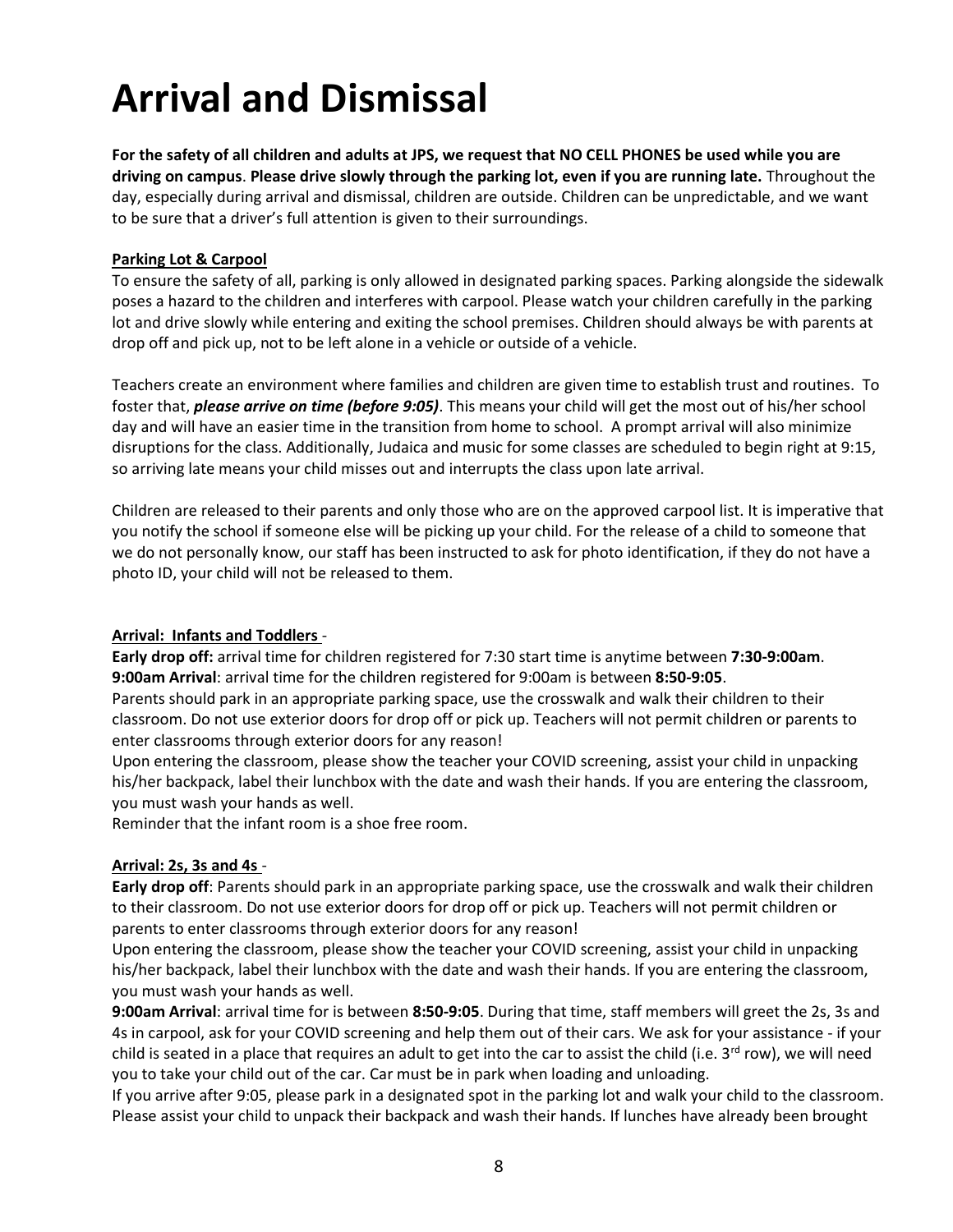# Arrival and Dismissal

**For the safety of all children and adults at JPS, we request that NO CELL PHONES be used while you are driving on campus**. **Please drive slowly through the parking lot, even if you are running late.** Throughout the day, especially during arrival and dismissal, children are outside. Children can be unpredictable, and we want to be sure that a driver's full attention is given to their surroundings.

**Parking Lot & Carpool**

To ensure the safety of all, parking is only allowed in designated parking spaces. Parking alongside the sidewalk poses a hazard to the children and interferes with carpool. Please watch your children carefully in the parking lot and drive slowly while entering and exiting the school premises. Children should always be with parents at drop off and pick up, not to be left alone in a vehicle or outside of a vehicle.

Teachers create an environment where families and children are given time to establish trust and routines. To foster that, ***please arrive on time (before 9:05)***. This means your child will get the most out of his/her school day and will have an easier time in the transition from home to school. A prompt arrival will also minimize disruptions for the class. Additionally, Judaica and music for some classes are scheduled to begin right at 9:15, so arriving late means your child misses out and interrupts the class upon late arrival.

Children are released to their parents and only those who are on the approved carpool list. It is imperative that you notify the school if someone else will be picking up your child. For the release of a child to someone that we do not personally know, our staff has been instructed to ask for photo identification, if they do not have a photo ID, your child will not be released to them.

**Arrival: Infants and Toddlers** -

**Early drop off:** arrival time for children registered for 7:30 start time is anytime between **7:30-9:00am**.
**9:00am Arrival**: arrival time for the children registered for 9:00am is between **8:50-9:05**.
Parents should park in an appropriate parking space, use the crosswalk and walk their children to their classroom. Do not use exterior doors for drop off or pick up. Teachers will not permit children or parents to enter classrooms through exterior doors for any reason!
Upon entering the classroom, please show the teacher your COVID screening, assist your child in unpacking his/her backpack, label their lunchbox with the date and wash their hands. If you are entering the classroom, you must wash your hands as well.
Reminder that the infant room is a shoe free room.

**Arrival: 2s, 3s and 4s** -

**Early drop off**: Parents should park in an appropriate parking space, use the crosswalk and walk their children to their classroom. Do not use exterior doors for drop off or pick up. Teachers will not permit children or parents to enter classrooms through exterior doors for any reason!
Upon entering the classroom, please show the teacher your COVID screening, assist your child in unpacking his/her backpack, label their lunchbox with the date and wash their hands. If you are entering the classroom, you must wash your hands as well.
**9:00am Arrival**: arrival time for is between **8:50-9:05**. During that time, staff members will greet the 2s, 3s and 4s in carpool, ask for your COVID screening and help them out of their cars. We ask for your assistance - if your child is seated in a place that requires an adult to get into the car to assist the child (i.e. 3rd row), we will need you to take your child out of the car. Car must be in park when loading and unloading.
If you arrive after 9:05, please park in a designated spot in the parking lot and walk your child to the classroom. Please assist your child to unpack their backpack and wash their hands. If lunches have already been brought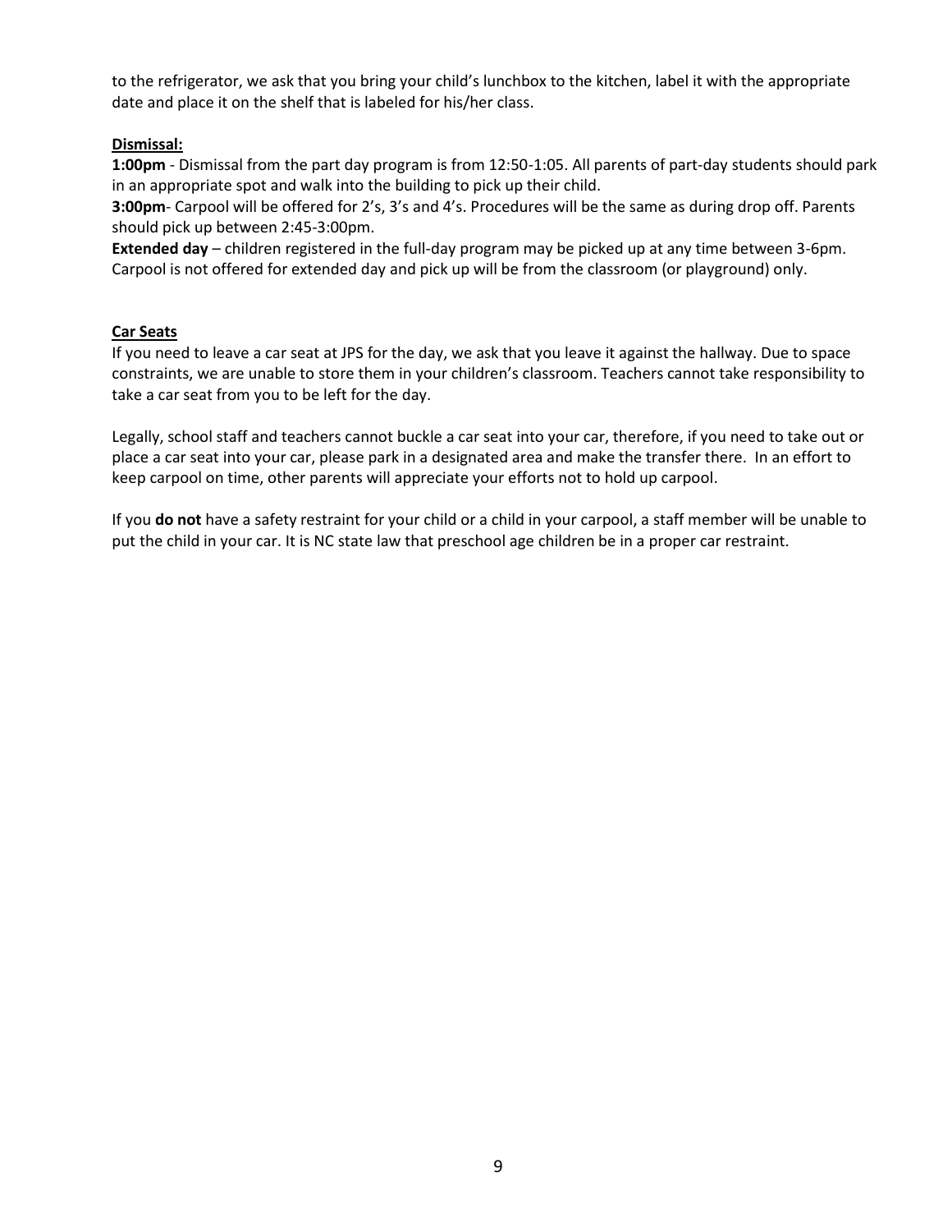to the refrigerator, we ask that you bring your child's lunchbox to the kitchen, label it with the appropriate date and place it on the shelf that is labeled for his/her class.

## Dismissal:

**1:00pm** - Dismissal from the part day program is from 12:50-1:05. All parents of part-day students should park in an appropriate spot and walk into the building to pick up their child.

**3:00pm**- Carpool will be offered for 2's, 3's and 4's. Procedures will be the same as during drop off. Parents should pick up between 2:45-3:00pm.

**Extended day** – children registered in the full-day program may be picked up at any time between 3-6pm. Carpool is not offered for extended day and pick up will be from the classroom (or playground) only.

## Car Seats

If you need to leave a car seat at JPS for the day, we ask that you leave it against the hallway. Due to space constraints, we are unable to store them in your children's classroom. Teachers cannot take responsibility to take a car seat from you to be left for the day.

Legally, school staff and teachers cannot buckle a car seat into your car, therefore, if you need to take out or place a car seat into your car, please park in a designated area and make the transfer there. In an effort to keep carpool on time, other parents will appreciate your efforts not to hold up carpool.

If you **do not** have a safety restraint for your child or a child in your carpool, a staff member will be unable to put the child in your car. It is NC state law that preschool age children be in a proper car restraint.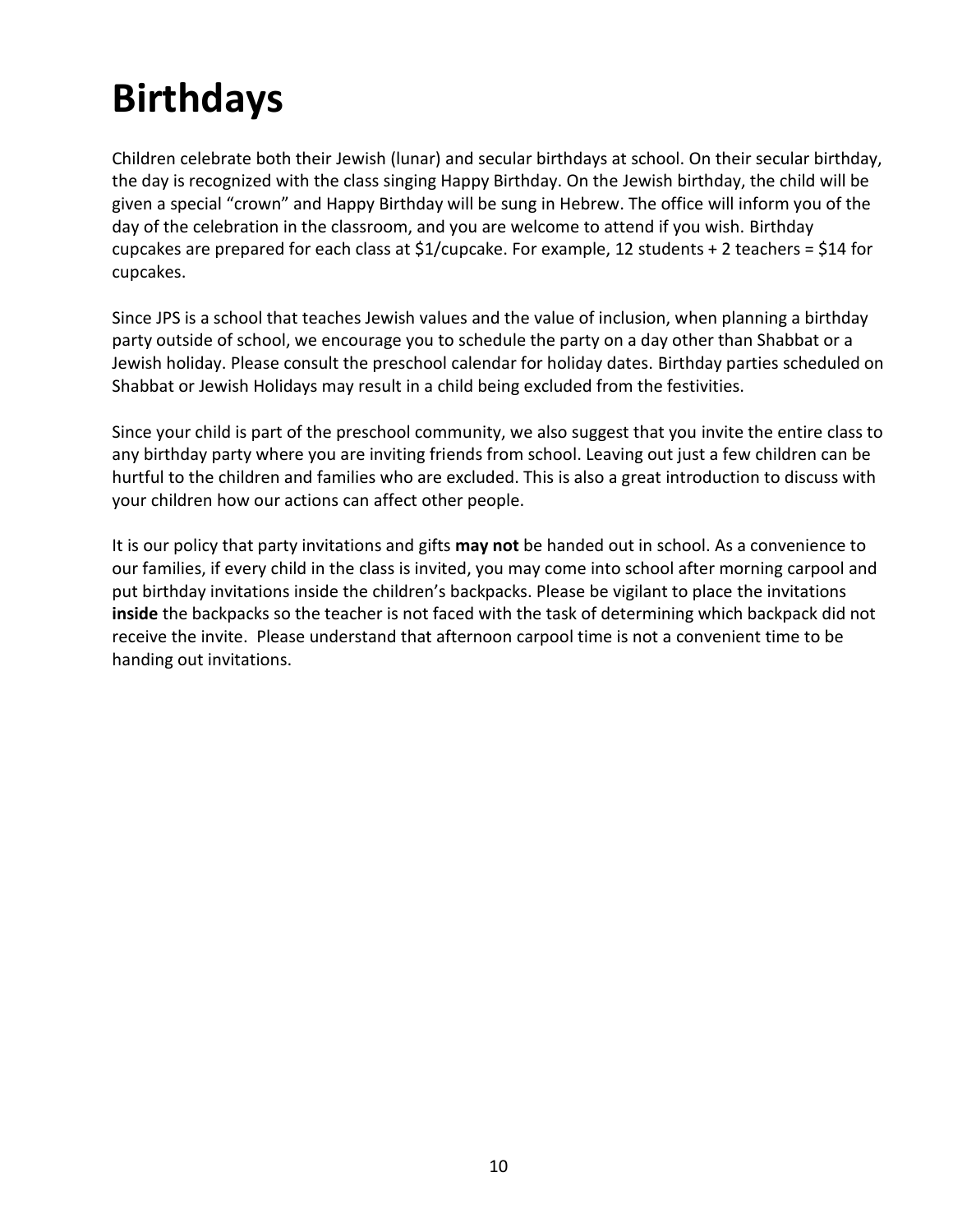# Birthdays

Children celebrate both their Jewish (lunar) and secular birthdays at school. On their secular birthday, the day is recognized with the class singing Happy Birthday. On the Jewish birthday, the child will be given a special “crown” and Happy Birthday will be sung in Hebrew. The office will inform you of the day of the celebration in the classroom, and you are welcome to attend if you wish. Birthday cupcakes are prepared for each class at $1/cupcake. For example, 12 students + 2 teachers = $14 for cupcakes.

Since JPS is a school that teaches Jewish values and the value of inclusion, when planning a birthday party outside of school, we encourage you to schedule the party on a day other than Shabbat or a Jewish holiday. Please consult the preschool calendar for holiday dates. Birthday parties scheduled on Shabbat or Jewish Holidays may result in a child being excluded from the festivities.

Since your child is part of the preschool community, we also suggest that you invite the entire class to any birthday party where you are inviting friends from school. Leaving out just a few children can be hurtful to the children and families who are excluded. This is also a great introduction to discuss with your children how our actions can affect other people.

It is our policy that party invitations and gifts **may not** be handed out in school. As a convenience to our families, if every child in the class is invited, you may come into school after morning carpool and put birthday invitations inside the children’s backpacks. Please be vigilant to place the invitations **inside** the backpacks so the teacher is not faced with the task of determining which backpack did not receive the invite. Please understand that afternoon carpool time is not a convenient time to be handing out invitations.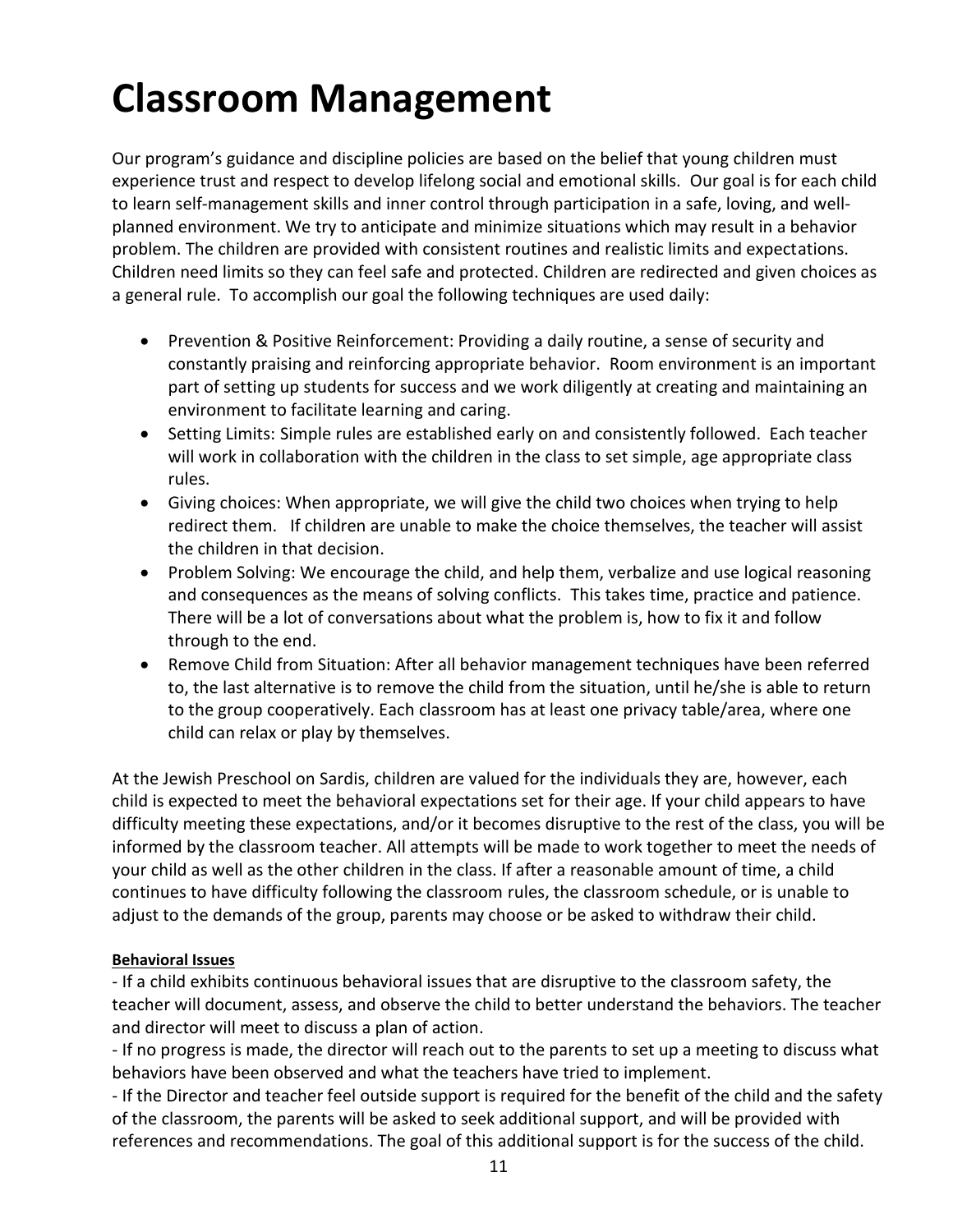# Classroom Management

Our program's guidance and discipline policies are based on the belief that young children must experience trust and respect to develop lifelong social and emotional skills. Our goal is for each child to learn self-management skills and inner control through participation in a safe, loving, and well-planned environment. We try to anticipate and minimize situations which may result in a behavior problem. The children are provided with consistent routines and realistic limits and expectations. Children need limits so they can feel safe and protected. Children are redirected and given choices as a general rule. To accomplish our goal the following techniques are used daily:

- Prevention & Positive Reinforcement: Providing a daily routine, a sense of security and constantly praising and reinforcing appropriate behavior. Room environment is an important part of setting up students for success and we work diligently at creating and maintaining an environment to facilitate learning and caring.
- Setting Limits: Simple rules are established early on and consistently followed. Each teacher will work in collaboration with the children in the class to set simple, age appropriate class rules.
- Giving choices: When appropriate, we will give the child two choices when trying to help redirect them. If children are unable to make the choice themselves, the teacher will assist the children in that decision.
- Problem Solving: We encourage the child, and help them, verbalize and use logical reasoning and consequences as the means of solving conflicts. This takes time, practice and patience. There will be a lot of conversations about what the problem is, how to fix it and follow through to the end.
- Remove Child from Situation: After all behavior management techniques have been referred to, the last alternative is to remove the child from the situation, until he/she is able to return to the group cooperatively. Each classroom has at least one privacy table/area, where one child can relax or play by themselves.

At the Jewish Preschool on Sardis, children are valued for the individuals they are, however, each child is expected to meet the behavioral expectations set for their age. If your child appears to have difficulty meeting these expectations, and/or it becomes disruptive to the rest of the class, you will be informed by the classroom teacher. All attempts will be made to work together to meet the needs of your child as well as the other children in the class. If after a reasonable amount of time, a child continues to have difficulty following the classroom rules, the classroom schedule, or is unable to adjust to the demands of the group, parents may choose or be asked to withdraw their child.

**Behavioral Issues**

- If a child exhibits continuous behavioral issues that are disruptive to the classroom safety, the teacher will document, assess, and observe the child to better understand the behaviors. The teacher and director will meet to discuss a plan of action.
- If no progress is made, the director will reach out to the parents to set up a meeting to discuss what behaviors have been observed and what the teachers have tried to implement.
- If the Director and teacher feel outside support is required for the benefit of the child and the safety of the classroom, the parents will be asked to seek additional support, and will be provided with references and recommendations. The goal of this additional support is for the success of the child.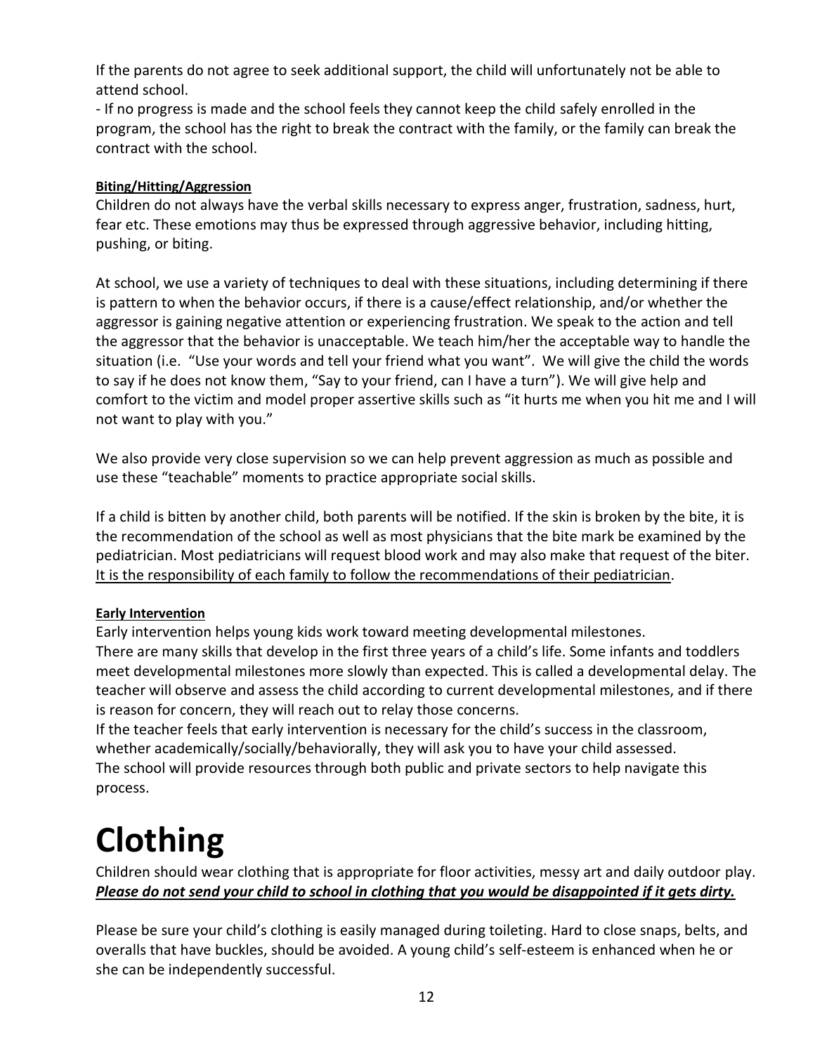If the parents do not agree to seek additional support, the child will unfortunately not be able to attend school.

- If no progress is made and the school feels they cannot keep the child safely enrolled in the program, the school has the right to break the contract with the family, or the family can break the contract with the school.

#### Biting/Hitting/Aggression

Children do not always have the verbal skills necessary to express anger, frustration, sadness, hurt, fear etc. These emotions may thus be expressed through aggressive behavior, including hitting, pushing, or biting.

At school, we use a variety of techniques to deal with these situations, including determining if there is pattern to when the behavior occurs, if there is a cause/effect relationship, and/or whether the aggressor is gaining negative attention or experiencing frustration. We speak to the action and tell the aggressor that the behavior is unacceptable. We teach him/her the acceptable way to handle the situation (i.e. "Use your words and tell your friend what you want". We will give the child the words to say if he does not know them, "Say to your friend, can I have a turn"). We will give help and comfort to the victim and model proper assertive skills such as "it hurts me when you hit me and I will not want to play with you."

We also provide very close supervision so we can help prevent aggression as much as possible and use these "teachable" moments to practice appropriate social skills.

If a child is bitten by another child, both parents will be notified. If the skin is broken by the bite, it is the recommendation of the school as well as most physicians that the bite mark be examined by the pediatrician. Most pediatricians will request blood work and may also make that request of the biter. <u>It is the responsibility of each family to follow the recommendations of their pediatrician</u>.

#### Early Intervention

Early intervention helps young kids work toward meeting developmental milestones.
There are many skills that develop in the first three years of a child's life. Some infants and toddlers meet developmental milestones more slowly than expected. This is called a developmental delay. The teacher will observe and assess the child according to current developmental milestones, and if there is reason for concern, they will reach out to relay those concerns.
If the teacher feels that early intervention is necessary for the child's success in the classroom, whether academically/socially/behaviorally, they will ask you to have your child assessed.
The school will provide resources through both public and private sectors to help navigate this process.

# Clothing

Children should wear clothing that is appropriate for floor activities, messy art and daily outdoor play.
***<u>Please do not send your child to school in clothing that you would be disappointed if it gets dirty.</u>***

Please be sure your child's clothing is easily managed during toileting. Hard to close snaps, belts, and overalls that have buckles, should be avoided. A young child's self-esteem is enhanced when he or she can be independently successful.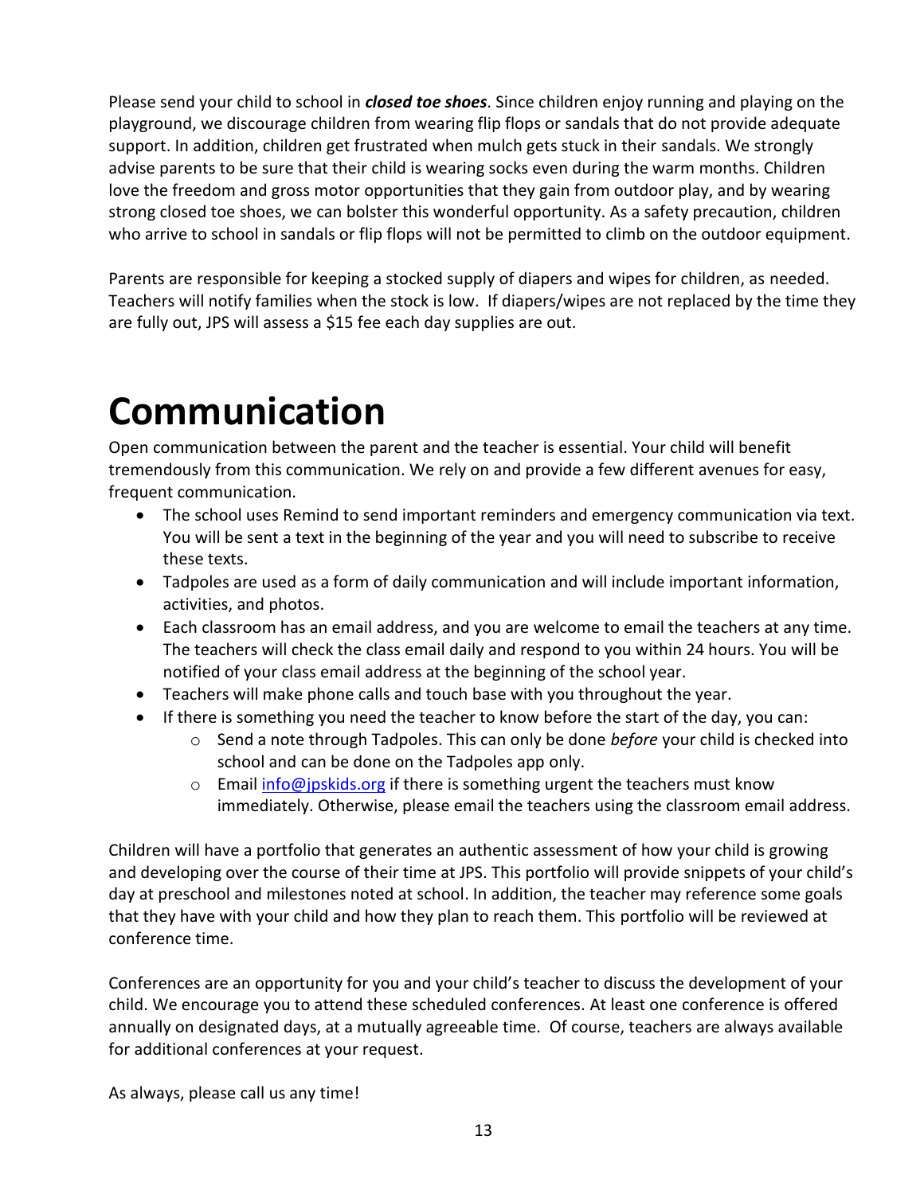Please send your child to school in ***closed toe shoes***. Since children enjoy running and playing on the playground, we discourage children from wearing flip flops or sandals that do not provide adequate support. In addition, children get frustrated when mulch gets stuck in their sandals. We strongly advise parents to be sure that their child is wearing socks even during the warm months. Children love the freedom and gross motor opportunities that they gain from outdoor play, and by wearing strong closed toe shoes, we can bolster this wonderful opportunity. As a safety precaution, children who arrive to school in sandals or flip flops will not be permitted to climb on the outdoor equipment.

Parents are responsible for keeping a stocked supply of diapers and wipes for children, as needed. Teachers will notify families when the stock is low. If diapers/wipes are not replaced by the time they are fully out, JPS will assess a $15 fee each day supplies are out.

# Communication

Open communication between the parent and the teacher is essential. Your child will benefit tremendously from this communication. We rely on and provide a few different avenues for easy, frequent communication.

- The school uses Remind to send important reminders and emergency communication via text. You will be sent a text in the beginning of the year and you will need to subscribe to receive these texts.
- Tadpoles are used as a form of daily communication and will include important information, activities, and photos.
- Each classroom has an email address, and you are welcome to email the teachers at any time. The teachers will check the class email daily and respond to you within 24 hours. You will be notified of your class email address at the beginning of the school year.
- Teachers will make phone calls and touch base with you throughout the year.
- If there is something you need the teacher to know before the start of the day, you can:
  - Send a note through Tadpoles. This can only be done *before* your child is checked into school and can be done on the Tadpoles app only.
  - Email info@jpskids.org if there is something urgent the teachers must know immediately. Otherwise, please email the teachers using the classroom email address.

Children will have a portfolio that generates an authentic assessment of how your child is growing and developing over the course of their time at JPS. This portfolio will provide snippets of your child's day at preschool and milestones noted at school. In addition, the teacher may reference some goals that they have with your child and how they plan to reach them. This portfolio will be reviewed at conference time.

Conferences are an opportunity for you and your child's teacher to discuss the development of your child. We encourage you to attend these scheduled conferences. At least one conference is offered annually on designated days, at a mutually agreeable time. Of course, teachers are always available for additional conferences at your request.

As always, please call us any time!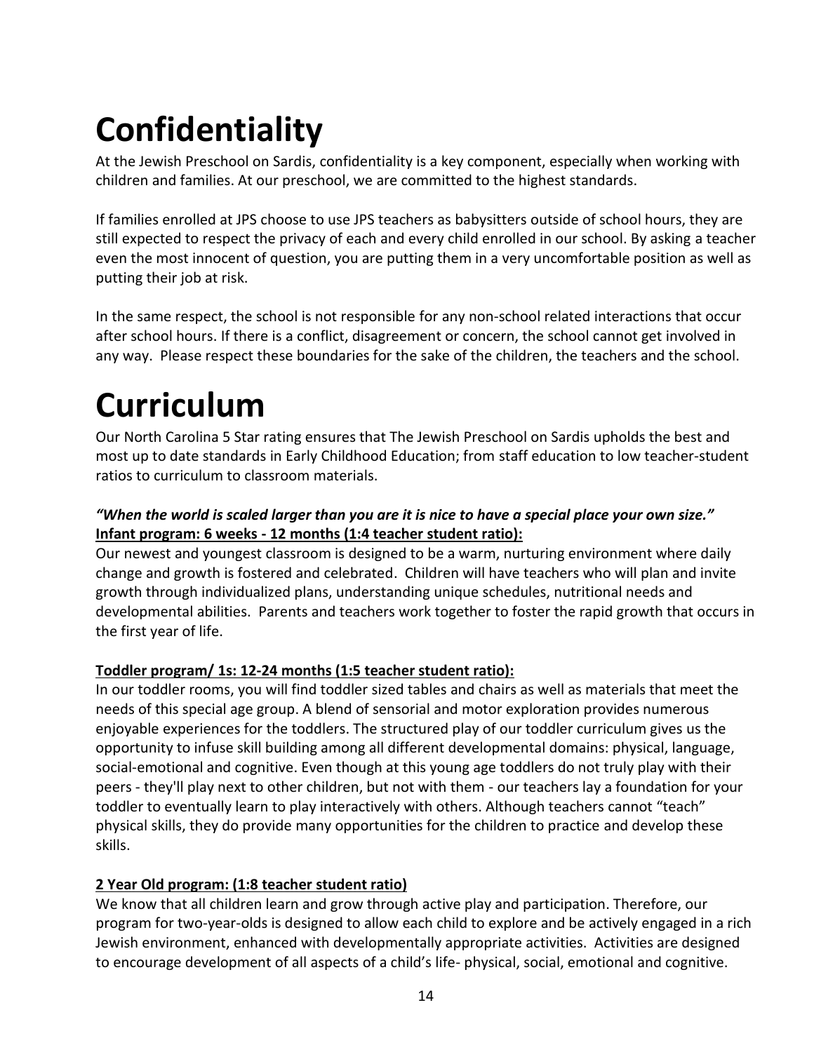# Confidentiality

At the Jewish Preschool on Sardis, confidentiality is a key component, especially when working with children and families. At our preschool, we are committed to the highest standards.

If families enrolled at JPS choose to use JPS teachers as babysitters outside of school hours, they are still expected to respect the privacy of each and every child enrolled in our school. By asking a teacher even the most innocent of question, you are putting them in a very uncomfortable position as well as putting their job at risk.

In the same respect, the school is not responsible for any non-school related interactions that occur after school hours. If there is a conflict, disagreement or concern, the school cannot get involved in any way. Please respect these boundaries for the sake of the children, the teachers and the school.

# Curriculum

Our North Carolina 5 Star rating ensures that The Jewish Preschool on Sardis upholds the best and most up to date standards in Early Childhood Education; from staff education to low teacher-student ratios to curriculum to classroom materials.

***"When the world is scaled larger than you are it is nice to have a special place your own size."***
**<u>Infant program: 6 weeks - 12 months (1:4 teacher student ratio):</u>**
Our newest and youngest classroom is designed to be a warm, nurturing environment where daily change and growth is fostered and celebrated. Children will have teachers who will plan and invite growth through individualized plans, understanding unique schedules, nutritional needs and developmental abilities. Parents and teachers work together to foster the rapid growth that occurs in the first year of life.

**<u>Toddler program/ 1s: 12-24 months (1:5 teacher student ratio):</u>**
In our toddler rooms, you will find toddler sized tables and chairs as well as materials that meet the needs of this special age group. A blend of sensorial and motor exploration provides numerous enjoyable experiences for the toddlers. The structured play of our toddler curriculum gives us the opportunity to infuse skill building among all different developmental domains: physical, language, social-emotional and cognitive. Even though at this young age toddlers do not truly play with their peers - they'll play next to other children, but not with them - our teachers lay a foundation for your toddler to eventually learn to play interactively with others. Although teachers cannot "teach" physical skills, they do provide many opportunities for the children to practice and develop these skills.

**<u>2 Year Old program: (1:8 teacher student ratio)</u>**
We know that all children learn and grow through active play and participation. Therefore, our program for two-year-olds is designed to allow each child to explore and be actively engaged in a rich Jewish environment, enhanced with developmentally appropriate activities. Activities are designed to encourage development of all aspects of a child's life- physical, social, emotional and cognitive.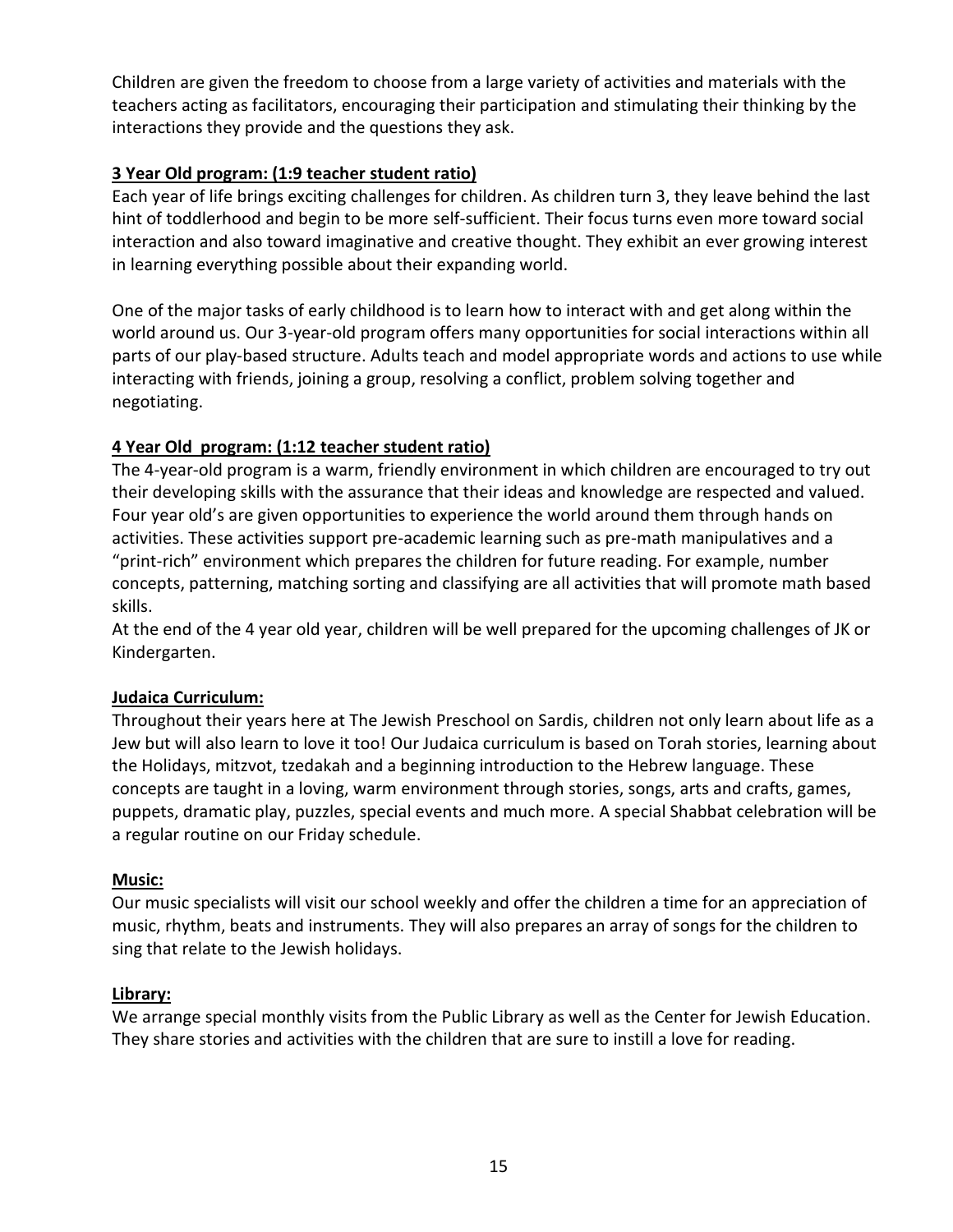Children are given the freedom to choose from a large variety of activities and materials with the teachers acting as facilitators, encouraging their participation and stimulating their thinking by the interactions they provide and the questions they ask.

**3 Year Old program: (1:9 teacher student ratio)**

Each year of life brings exciting challenges for children. As children turn 3, they leave behind the last hint of toddlerhood and begin to be more self-sufficient. Their focus turns even more toward social interaction and also toward imaginative and creative thought. They exhibit an ever growing interest in learning everything possible about their expanding world.

One of the major tasks of early childhood is to learn how to interact with and get along within the world around us. Our 3-year-old program offers many opportunities for social interactions within all parts of our play-based structure. Adults teach and model appropriate words and actions to use while interacting with friends, joining a group, resolving a conflict, problem solving together and negotiating.

**4 Year Old program: (1:12 teacher student ratio)**

The 4-year-old program is a warm, friendly environment in which children are encouraged to try out their developing skills with the assurance that their ideas and knowledge are respected and valued. Four year old's are given opportunities to experience the world around them through hands on activities. These activities support pre-academic learning such as pre-math manipulatives and a "print-rich" environment which prepares the children for future reading. For example, number concepts, patterning, matching sorting and classifying are all activities that will promote math based skills.

At the end of the 4 year old year, children will be well prepared for the upcoming challenges of JK or Kindergarten.

**Judaica Curriculum:**

Throughout their years here at The Jewish Preschool on Sardis, children not only learn about life as a Jew but will also learn to love it too! Our Judaica curriculum is based on Torah stories, learning about the Holidays, mitzvot, tzedakah and a beginning introduction to the Hebrew language. These concepts are taught in a loving, warm environment through stories, songs, arts and crafts, games, puppets, dramatic play, puzzles, special events and much more. A special Shabbat celebration will be a regular routine on our Friday schedule.

**Music:**

Our music specialists will visit our school weekly and offer the children a time for an appreciation of music, rhythm, beats and instruments. They will also prepares an array of songs for the children to sing that relate to the Jewish holidays.

**Library:**

We arrange special monthly visits from the Public Library as well as the Center for Jewish Education. They share stories and activities with the children that are sure to instill a love for reading.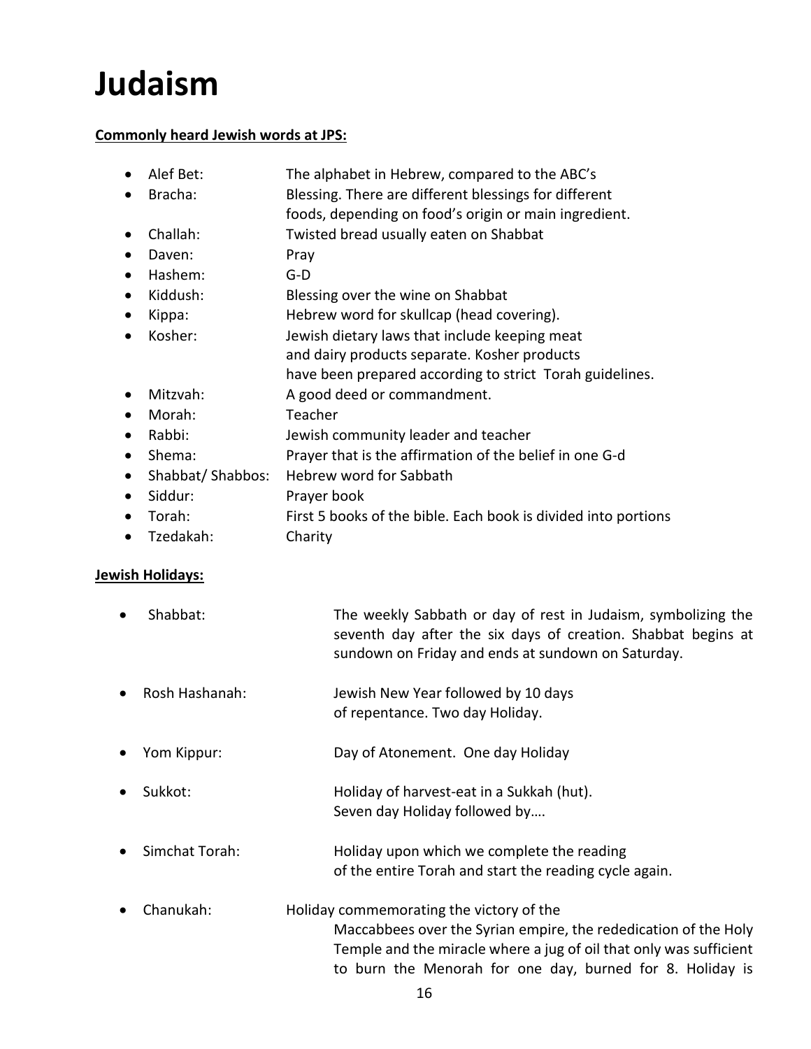# Judaism

**Commonly heard Jewish words at JPS:**

- Alef Bet: The alphabet in Hebrew, compared to the ABC's
- Bracha: Blessing. There are different blessings for different foods, depending on food's origin or main ingredient.
- Challah: Twisted bread usually eaten on Shabbat
- Daven: Pray
- Hashem: G-D
- Kiddush: Blessing over the wine on Shabbat
- Kippa: Hebrew word for skullcap (head covering).
- Kosher: Jewish dietary laws that include keeping meat and dairy products separate. Kosher products have been prepared according to strict Torah guidelines.
- Mitzvah: A good deed or commandment.
- Morah: Teacher
- Rabbi: Jewish community leader and teacher
- Shema: Prayer that is the affirmation of the belief in one G-d
- Shabbat/ Shabbos: Hebrew word for Sabbath
- Siddur: Prayer book
- Torah: First 5 books of the bible. Each book is divided into portions
- Tzedakah: Charity

**Jewish Holidays:**

- Shabbat: The weekly Sabbath or day of rest in Judaism, symbolizing the seventh day after the six days of creation. Shabbat begins at sundown on Friday and ends at sundown on Saturday.
- Rosh Hashanah: Jewish New Year followed by 10 days of repentance. Two day Holiday.
- Yom Kippur: Day of Atonement. One day Holiday
- Sukkot: Holiday of harvest-eat in a Sukkah (hut). Seven day Holiday followed by….
- Simchat Torah: Holiday upon which we complete the reading of the entire Torah and start the reading cycle again.
- Chanukah: Holiday commemorating the victory of the Maccabbees over the Syrian empire, the rededication of the Holy Temple and the miracle where a jug of oil that only was sufficient to burn the Menorah for one day, burned for 8. Holiday is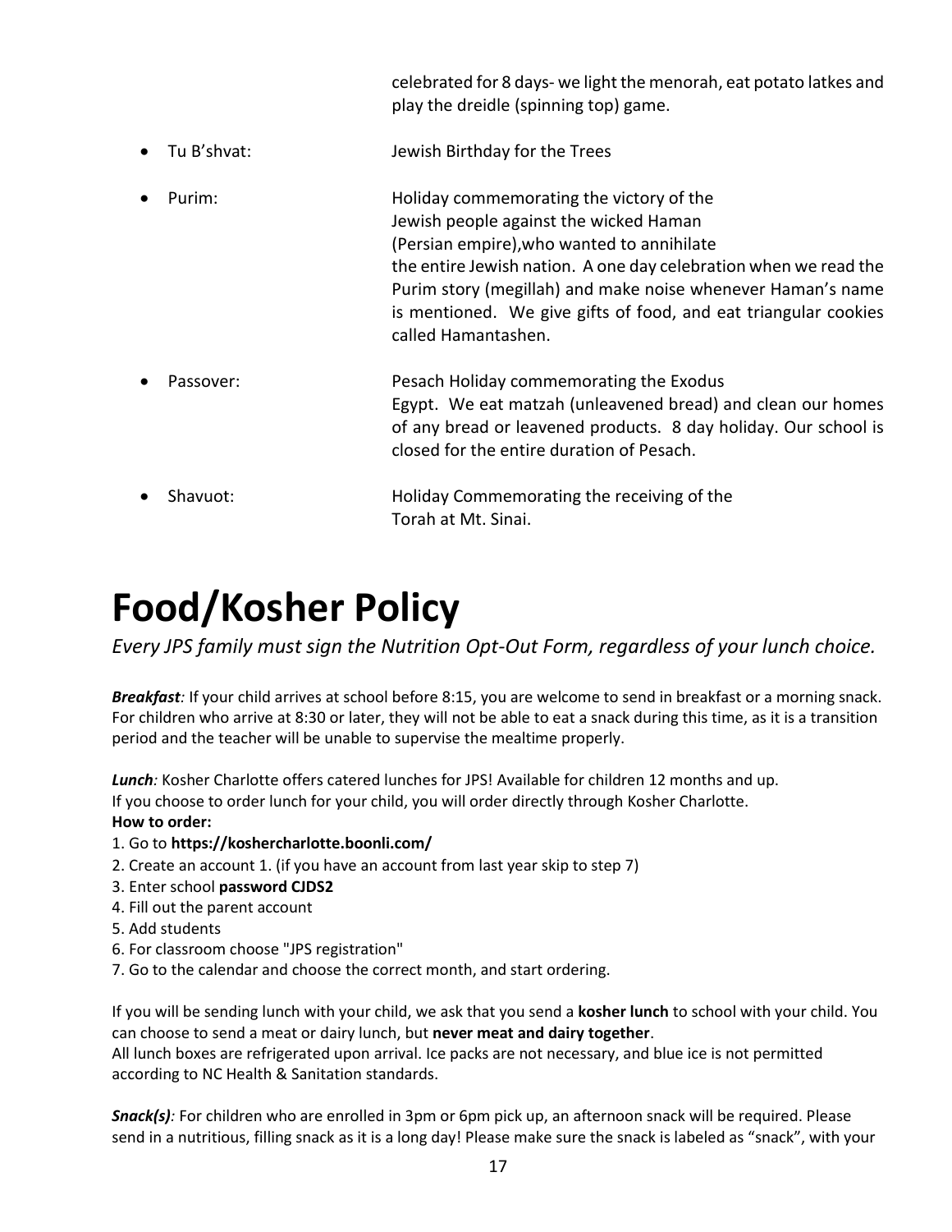celebrated for 8 days- we light the menorah, eat potato latkes and play the dreidle (spinning top) game.

- Tu B'shvat: Jewish Birthday for the Trees
- Purim: Holiday commemorating the victory of the Jewish people against the wicked Haman (Persian empire),who wanted to annihilate the entire Jewish nation. A one day celebration when we read the Purim story (megillah) and make noise whenever Haman's name is mentioned. We give gifts of food, and eat triangular cookies called Hamantashen.
- Passover: Pesach Holiday commemorating the Exodus Egypt. We eat matzah (unleavened bread) and clean our homes of any bread or leavened products. 8 day holiday. Our school is closed for the entire duration of Pesach.
- Shavuot: Holiday Commemorating the receiving of the Torah at Mt. Sinai.

# Food/Kosher Policy

*Every JPS family must sign the Nutrition Opt-Out Form, regardless of your lunch choice.*

***Breakfast**:* If your child arrives at school before 8:15, you are welcome to send in breakfast or a morning snack. For children who arrive at 8:30 or later, they will not be able to eat a snack during this time, as it is a transition period and the teacher will be unable to supervise the mealtime properly.

***Lunch**:* Kosher Charlotte offers catered lunches for JPS! Available for children 12 months and up.
If you choose to order lunch for your child, you will order directly through Kosher Charlotte.

**How to order:**

1. Go to **https://koshercharlotte.boonli.com/**
2. Create an account 1. (if you have an account from last year skip to step 7)
3. Enter school **password CJDS2**
4. Fill out the parent account
5. Add students
6. For classroom choose "JPS registration"
7. Go to the calendar and choose the correct month, and start ordering.

If you will be sending lunch with your child, we ask that you send a **kosher lunch** to school with your child. You can choose to send a meat or dairy lunch, but **never meat and dairy together**.
All lunch boxes are refrigerated upon arrival. Ice packs are not necessary, and blue ice is not permitted according to NC Health & Sanitation standards.

***Snack(s)**:* For children who are enrolled in 3pm or 6pm pick up, an afternoon snack will be required. Please send in a nutritious, filling snack as it is a long day! Please make sure the snack is labeled as "snack", with your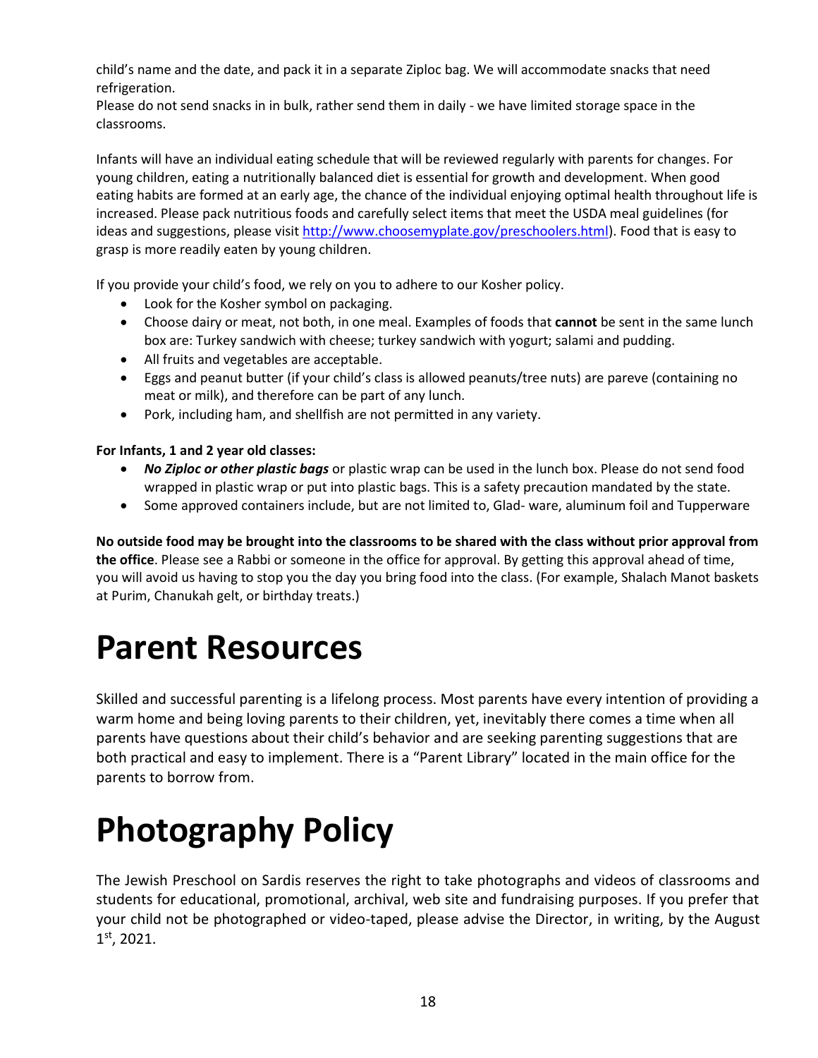child's name and the date, and pack it in a separate Ziploc bag. We will accommodate snacks that need refrigeration.
Please do not send snacks in in bulk, rather send them in daily - we have limited storage space in the classrooms.

Infants will have an individual eating schedule that will be reviewed regularly with parents for changes. For young children, eating a nutritionally balanced diet is essential for growth and development. When good eating habits are formed at an early age, the chance of the individual enjoying optimal health throughout life is increased. Please pack nutritious foods and carefully select items that meet the USDA meal guidelines (for ideas and suggestions, please visit [http://www.choosemyplate.gov/preschoolers.html](http://www.choosemyplate.gov/preschoolers.html)). Food that is easy to grasp is more readily eaten by young children.

If you provide your child's food, we rely on you to adhere to our Kosher policy.

- Look for the Kosher symbol on packaging.
- Choose dairy or meat, not both, in one meal. Examples of foods that **cannot** be sent in the same lunch box are: Turkey sandwich with cheese; turkey sandwich with yogurt; salami and pudding.
- All fruits and vegetables are acceptable.
- Eggs and peanut butter (if your child's class is allowed peanuts/tree nuts) are pareve (containing no meat or milk), and therefore can be part of any lunch.
- Pork, including ham, and shellfish are not permitted in any variety.

**For Infants, 1 and 2 year old classes:**

- ***No Ziploc or other plastic bags*** or plastic wrap can be used in the lunch box. Please do not send food wrapped in plastic wrap or put into plastic bags. This is a safety precaution mandated by the state.
- Some approved containers include, but are not limited to, Glad- ware, aluminum foil and Tupperware

**No outside food may be brought into the classrooms to be shared with the class without prior approval from the office**. Please see a Rabbi or someone in the office for approval. By getting this approval ahead of time, you will avoid us having to stop you the day you bring food into the class. (For example, Shalach Manot baskets at Purim, Chanukah gelt, or birthday treats.)

# Parent Resources

Skilled and successful parenting is a lifelong process. Most parents have every intention of providing a warm home and being loving parents to their children, yet, inevitably there comes a time when all parents have questions about their child's behavior and are seeking parenting suggestions that are both practical and easy to implement. There is a "Parent Library" located in the main office for the parents to borrow from.

# Photography Policy

The Jewish Preschool on Sardis reserves the right to take photographs and videos of classrooms and students for educational, promotional, archival, web site and fundraising purposes. If you prefer that your child not be photographed or video-taped, please advise the Director, in writing, by the August 1st, 2021.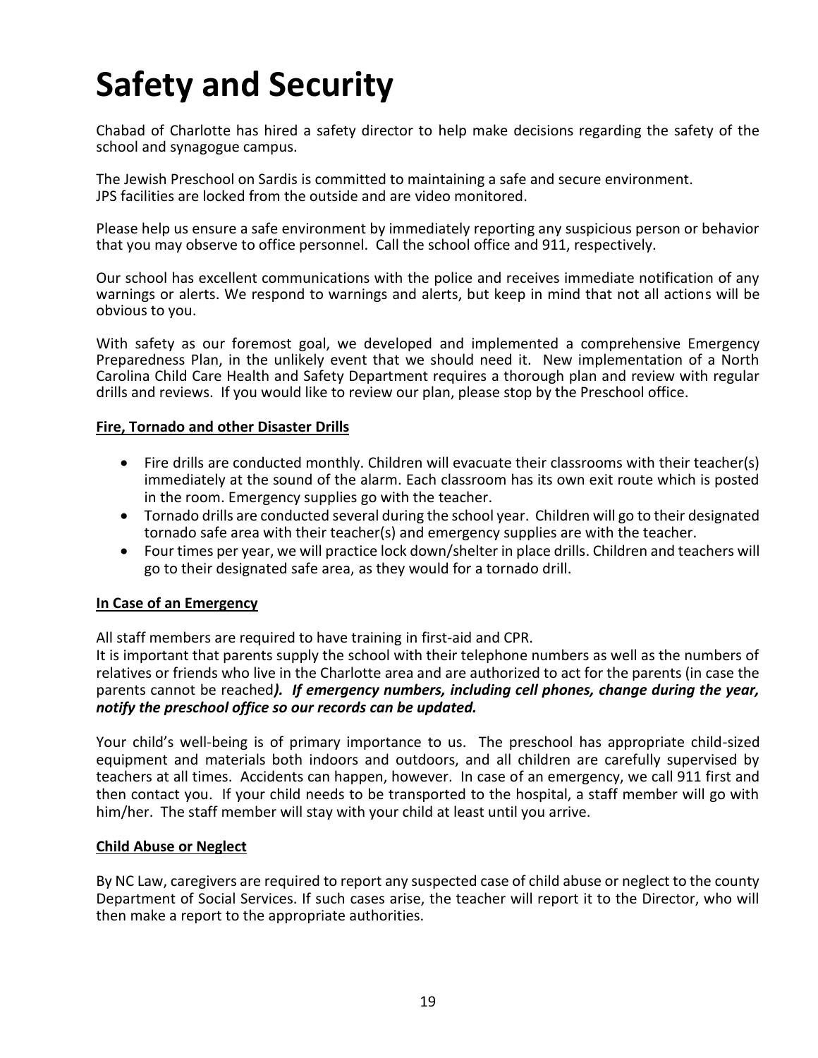# Safety and Security

Chabad of Charlotte has hired a safety director to help make decisions regarding the safety of the school and synagogue campus.

The Jewish Preschool on Sardis is committed to maintaining a safe and secure environment.
JPS facilities are locked from the outside and are video monitored.

Please help us ensure a safe environment by immediately reporting any suspicious person or behavior that you may observe to office personnel. Call the school office and 911, respectively.

Our school has excellent communications with the police and receives immediate notification of any warnings or alerts. We respond to warnings and alerts, but keep in mind that not all actions will be obvious to you.

With safety as our foremost goal, we developed and implemented a comprehensive Emergency Preparedness Plan, in the unlikely event that we should need it. New implementation of a North Carolina Child Care Health and Safety Department requires a thorough plan and review with regular drills and reviews. If you would like to review our plan, please stop by the Preschool office.

**Fire, Tornado and other Disaster Drills**

- Fire drills are conducted monthly. Children will evacuate their classrooms with their teacher(s) immediately at the sound of the alarm. Each classroom has its own exit route which is posted in the room. Emergency supplies go with the teacher.
- Tornado drills are conducted several during the school year. Children will go to their designated tornado safe area with their teacher(s) and emergency supplies are with the teacher.
- Four times per year, we will practice lock down/shelter in place drills. Children and teachers will go to their designated safe area, as they would for a tornado drill.

**In Case of an Emergency**

All staff members are required to have training in first-aid and CPR.
It is important that parents supply the school with their telephone numbers as well as the numbers of relatives or friends who live in the Charlotte area and are authorized to act for the parents (in case the parents cannot be reached***). If emergency numbers, including cell phones, change during the year, notify the preschool office so our records can be updated.***

Your child's well-being is of primary importance to us. The preschool has appropriate child-sized equipment and materials both indoors and outdoors, and all children are carefully supervised by teachers at all times. Accidents can happen, however. In case of an emergency, we call 911 first and then contact you. If your child needs to be transported to the hospital, a staff member will go with him/her. The staff member will stay with your child at least until you arrive.

**Child Abuse or Neglect**

By NC Law, caregivers are required to report any suspected case of child abuse or neglect to the county Department of Social Services. If such cases arise, the teacher will report it to the Director, who will then make a report to the appropriate authorities.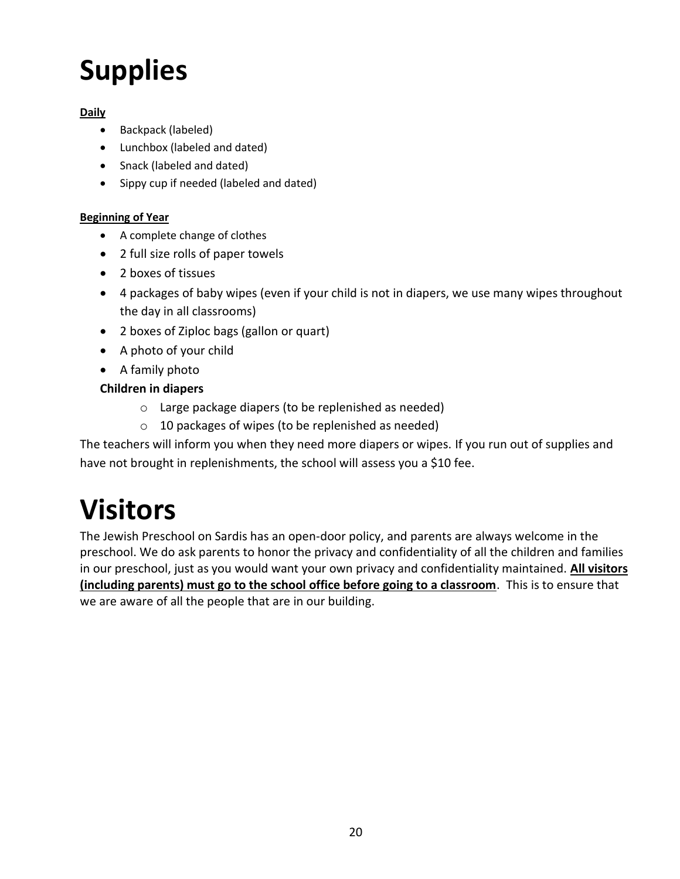# Supplies

**Daily**

- Backpack (labeled)
- Lunchbox (labeled and dated)
- Snack (labeled and dated)
- Sippy cup if needed (labeled and dated)

**Beginning of Year**

- A complete change of clothes
- 2 full size rolls of paper towels
- 2 boxes of tissues
- 4 packages of baby wipes (even if your child is not in diapers, we use many wipes throughout the day in all classrooms)
- 2 boxes of Ziploc bags (gallon or quart)
- A photo of your child
- A family photo

**Children in diapers**

- Large package diapers (to be replenished as needed)
- 10 packages of wipes (to be replenished as needed)

The teachers will inform you when they need more diapers or wipes. If you run out of supplies and have not brought in replenishments, the school will assess you a $10 fee.

# Visitors

The Jewish Preschool on Sardis has an open-door policy, and parents are always welcome in the preschool. We do ask parents to honor the privacy and confidentiality of all the children and families in our preschool, just as you would want your own privacy and confidentiality maintained. **All visitors (including parents) must go to the school office before going to a classroom**. This is to ensure that we are aware of all the people that are in our building.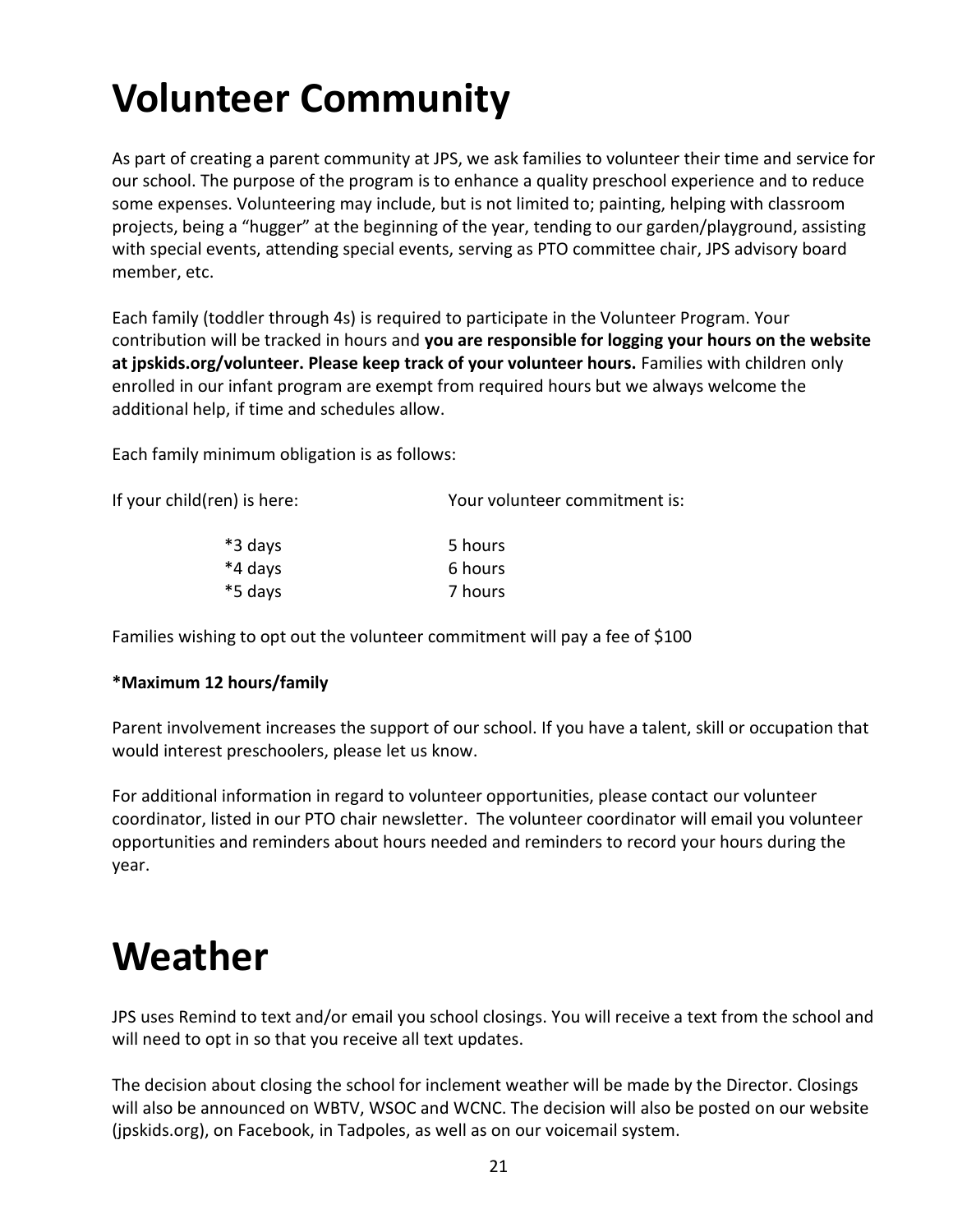# Volunteer Community

As part of creating a parent community at JPS, we ask families to volunteer their time and service for our school. The purpose of the program is to enhance a quality preschool experience and to reduce some expenses. Volunteering may include, but is not limited to; painting, helping with classroom projects, being a "hugger" at the beginning of the year, tending to our garden/playground, assisting with special events, attending special events, serving as PTO committee chair, JPS advisory board member, etc.

Each family (toddler through 4s) is required to participate in the Volunteer Program. Your contribution will be tracked in hours and **you are responsible for logging your hours on the website at jpskids.org/volunteer. Please keep track of your volunteer hours.** Families with children only enrolled in our infant program are exempt from required hours but we always welcome the additional help, if time and schedules allow.

Each family minimum obligation is as follows:

| If your child(ren) is here: | Your volunteer commitment is: |
|---|---|
| *3 days | 5 hours |
| *4 days | 6 hours |
| *5 days | 7 hours |

Families wishing to opt out the volunteer commitment will pay a fee of $100

**\*Maximum 12 hours/family**

Parent involvement increases the support of our school. If you have a talent, skill or occupation that would interest preschoolers, please let us know.

For additional information in regard to volunteer opportunities, please contact our volunteer coordinator, listed in our PTO chair newsletter. The volunteer coordinator will email you volunteer opportunities and reminders about hours needed and reminders to record your hours during the year.

# Weather

JPS uses Remind to text and/or email you school closings. You will receive a text from the school and will need to opt in so that you receive all text updates.

The decision about closing the school for inclement weather will be made by the Director. Closings will also be announced on WBTV, WSOC and WCNC. The decision will also be posted on our website (jpskids.org), on Facebook, in Tadpoles, as well as on our voicemail system.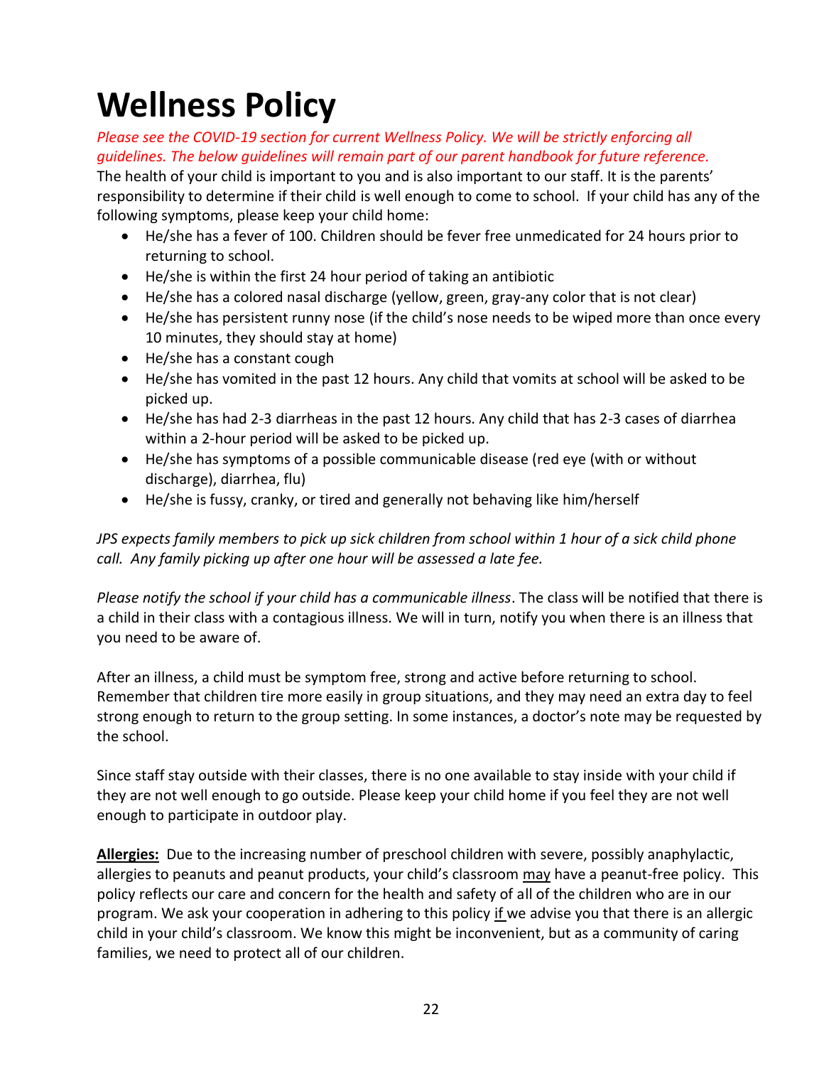# Wellness Policy

*Please see the COVID-19 section for current Wellness Policy. We will be strictly enforcing all guidelines. The below guidelines will remain part of our parent handbook for future reference.*

The health of your child is important to you and is also important to our staff. It is the parents' responsibility to determine if their child is well enough to come to school. If your child has any of the following symptoms, please keep your child home:

- He/she has a fever of 100. Children should be fever free unmedicated for 24 hours prior to returning to school.
- He/she is within the first 24 hour period of taking an antibiotic
- He/she has a colored nasal discharge (yellow, green, gray-any color that is not clear)
- He/she has persistent runny nose (if the child's nose needs to be wiped more than once every 10 minutes, they should stay at home)
- He/she has a constant cough
- He/she has vomited in the past 12 hours. Any child that vomits at school will be asked to be picked up.
- He/she has had 2-3 diarrheas in the past 12 hours. Any child that has 2-3 cases of diarrhea within a 2-hour period will be asked to be picked up.
- He/she has symptoms of a possible communicable disease (red eye (with or without discharge), diarrhea, flu)
- He/she is fussy, cranky, or tired and generally not behaving like him/herself

*JPS expects family members to pick up sick children from school within 1 hour of a sick child phone call. Any family picking up after one hour will be assessed a late fee.*

*Please notify the school if your child has a communicable illness*. The class will be notified that there is a child in their class with a contagious illness. We will in turn, notify you when there is an illness that you need to be aware of.

After an illness, a child must be symptom free, strong and active before returning to school. Remember that children tire more easily in group situations, and they may need an extra day to feel strong enough to return to the group setting. In some instances, a doctor's note may be requested by the school.

Since staff stay outside with their classes, there is no one available to stay inside with your child if they are not well enough to go outside. Please keep your child home if you feel they are not well enough to participate in outdoor play.

**Allergies:** Due to the increasing number of preschool children with severe, possibly anaphylactic, allergies to peanuts and peanut products, your child's classroom may have a peanut-free policy. This policy reflects our care and concern for the health and safety of all of the children who are in our program. We ask your cooperation in adhering to this policy if we advise you that there is an allergic child in your child's classroom. We know this might be inconvenient, but as a community of caring families, we need to protect all of our children.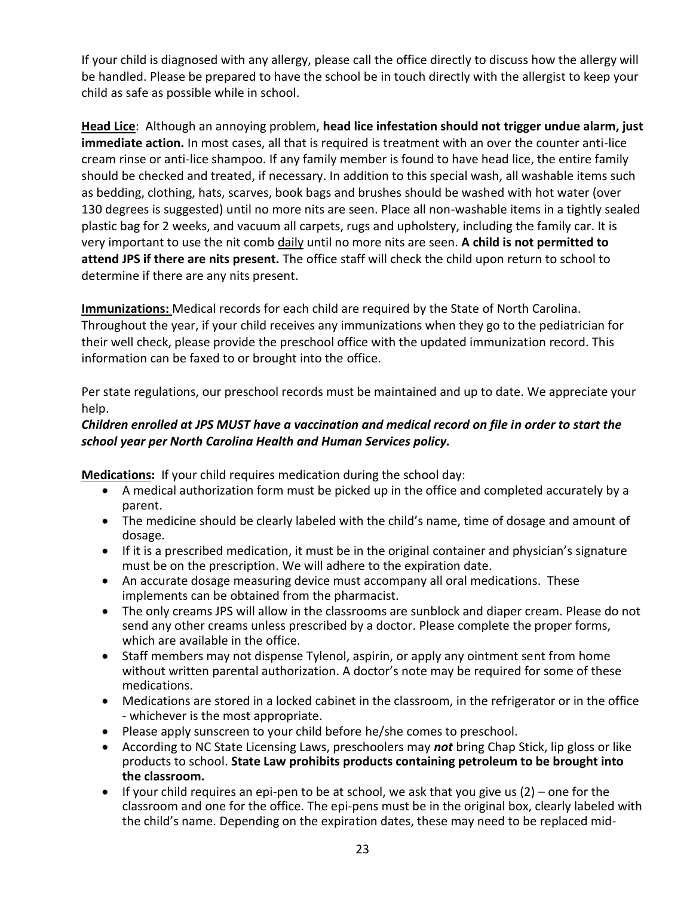If your child is diagnosed with any allergy, please call the office directly to discuss how the allergy will be handled. Please be prepared to have the school be in touch directly with the allergist to keep your child as safe as possible while in school.

**Head Lice**: Although an annoying problem, **head lice infestation should not trigger undue alarm, just immediate action.** In most cases, all that is required is treatment with an over the counter anti-lice cream rinse or anti-lice shampoo. If any family member is found to have head lice, the entire family should be checked and treated, if necessary. In addition to this special wash, all washable items such as bedding, clothing, hats, scarves, book bags and brushes should be washed with hot water (over 130 degrees is suggested) until no more nits are seen. Place all non-washable items in a tightly sealed plastic bag for 2 weeks, and vacuum all carpets, rugs and upholstery, including the family car. It is very important to use the nit comb daily until no more nits are seen. **A child is not permitted to attend JPS if there are nits present.** The office staff will check the child upon return to school to determine if there are any nits present.

**Immunizations:** Medical records for each child are required by the State of North Carolina. Throughout the year, if your child receives any immunizations when they go to the pediatrician for their well check, please provide the preschool office with the updated immunization record. This information can be faxed to or brought into the office.

Per state regulations, our preschool records must be maintained and up to date. We appreciate your help.

***Children enrolled at JPS MUST have a vaccination and medical record on file in order to start the school year per North Carolina Health and Human Services policy.***

**Medications:** If your child requires medication during the school day:

- A medical authorization form must be picked up in the office and completed accurately by a parent.
- The medicine should be clearly labeled with the child's name, time of dosage and amount of dosage.
- If it is a prescribed medication, it must be in the original container and physician's signature must be on the prescription. We will adhere to the expiration date.
- An accurate dosage measuring device must accompany all oral medications. These implements can be obtained from the pharmacist.
- The only creams JPS will allow in the classrooms are sunblock and diaper cream. Please do not send any other creams unless prescribed by a doctor. Please complete the proper forms, which are available in the office.
- Staff members may not dispense Tylenol, aspirin, or apply any ointment sent from home without written parental authorization. A doctor's note may be required for some of these medications.
- Medications are stored in a locked cabinet in the classroom, in the refrigerator or in the office - whichever is the most appropriate.
- Please apply sunscreen to your child before he/she comes to preschool.
- According to NC State Licensing Laws, preschoolers may ***not*** bring Chap Stick, lip gloss or like products to school. **State Law prohibits products containing petroleum to be brought into the classroom.**
- If your child requires an epi-pen to be at school, we ask that you give us (2) – one for the classroom and one for the office. The epi-pens must be in the original box, clearly labeled with the child's name. Depending on the expiration dates, these may need to be replaced mid-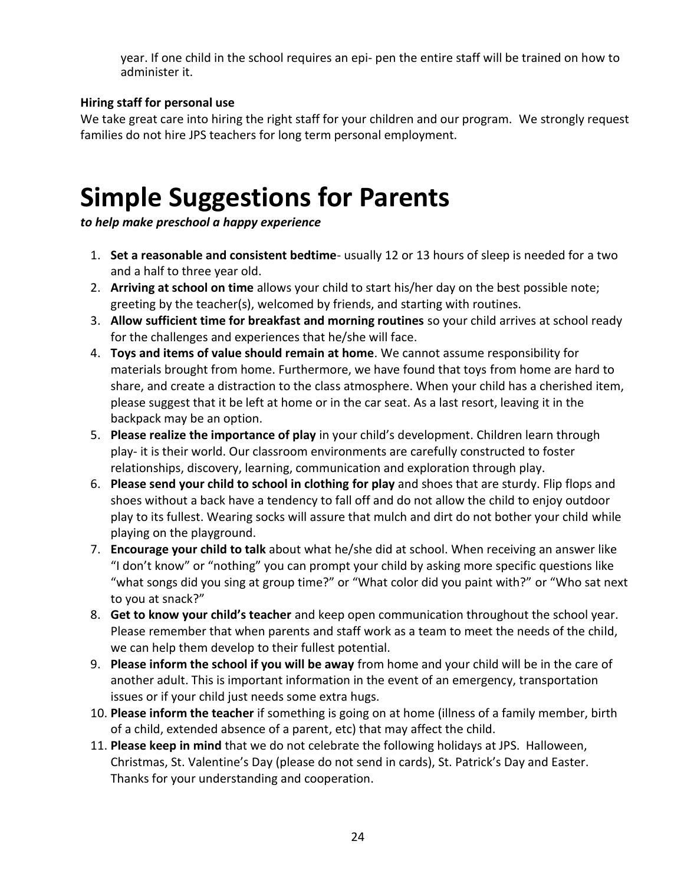year. If one child in the school requires an epi- pen the entire staff will be trained on how to administer it.

**Hiring staff for personal use**

We take great care into hiring the right staff for your children and our program. We strongly request families do not hire JPS teachers for long term personal employment.

# Simple Suggestions for Parents

***to help make preschool a happy experience***

1. **Set a reasonable and consistent bedtime**- usually 12 or 13 hours of sleep is needed for a two and a half to three year old.
2. **Arriving at school on time** allows your child to start his/her day on the best possible note; greeting by the teacher(s), welcomed by friends, and starting with routines.
3. **Allow sufficient time for breakfast and morning routines** so your child arrives at school ready for the challenges and experiences that he/she will face.
4. **Toys and items of value should remain at home**. We cannot assume responsibility for materials brought from home. Furthermore, we have found that toys from home are hard to share, and create a distraction to the class atmosphere. When your child has a cherished item, please suggest that it be left at home or in the car seat. As a last resort, leaving it in the backpack may be an option.
5. **Please realize the importance of play** in your child's development. Children learn through play- it is their world. Our classroom environments are carefully constructed to foster relationships, discovery, learning, communication and exploration through play.
6. **Please send your child to school in clothing for play** and shoes that are sturdy. Flip flops and shoes without a back have a tendency to fall off and do not allow the child to enjoy outdoor play to its fullest. Wearing socks will assure that mulch and dirt do not bother your child while playing on the playground.
7. **Encourage your child to talk** about what he/she did at school. When receiving an answer like "I don't know" or "nothing" you can prompt your child by asking more specific questions like "what songs did you sing at group time?" or "What color did you paint with?" or "Who sat next to you at snack?"
8. **Get to know your child's teacher** and keep open communication throughout the school year. Please remember that when parents and staff work as a team to meet the needs of the child, we can help them develop to their fullest potential.
9. **Please inform the school if you will be away** from home and your child will be in the care of another adult. This is important information in the event of an emergency, transportation issues or if your child just needs some extra hugs.
10. **Please inform the teacher** if something is going on at home (illness of a family member, birth of a child, extended absence of a parent, etc) that may affect the child.
11. **Please keep in mind** that we do not celebrate the following holidays at JPS. Halloween, Christmas, St. Valentine's Day (please do not send in cards), St. Patrick's Day and Easter. Thanks for your understanding and cooperation.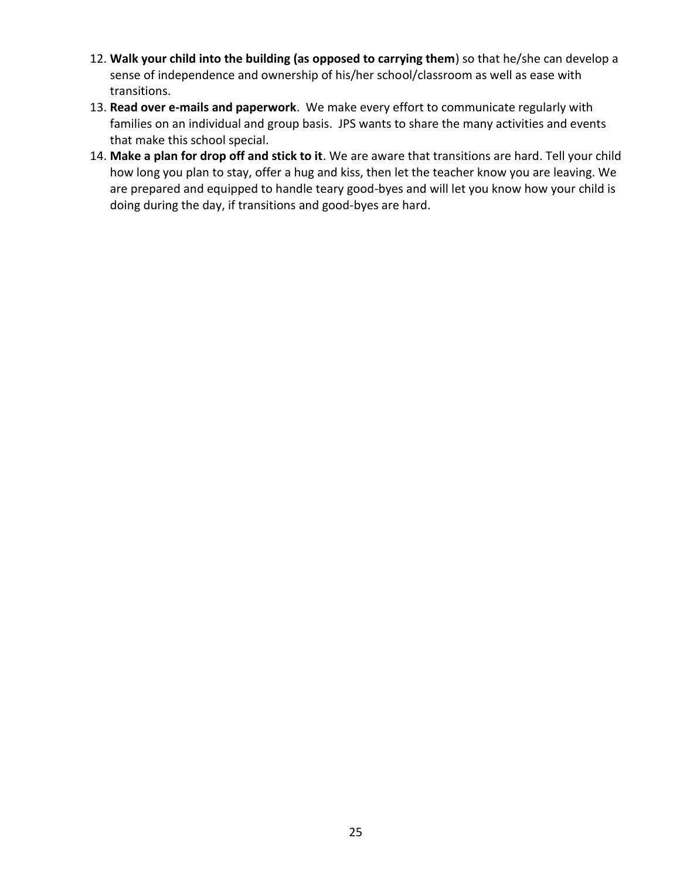12. **Walk your child into the building (as opposed to carrying them**) so that he/she can develop a sense of independence and ownership of his/her school/classroom as well as ease with transitions.
13. **Read over e-mails and paperwork**. We make every effort to communicate regularly with families on an individual and group basis. JPS wants to share the many activities and events that make this school special.
14. **Make a plan for drop off and stick to it**. We are aware that transitions are hard. Tell your child how long you plan to stay, offer a hug and kiss, then let the teacher know you are leaving. We are prepared and equipped to handle teary good-byes and will let you know how your child is doing during the day, if transitions and good-byes are hard.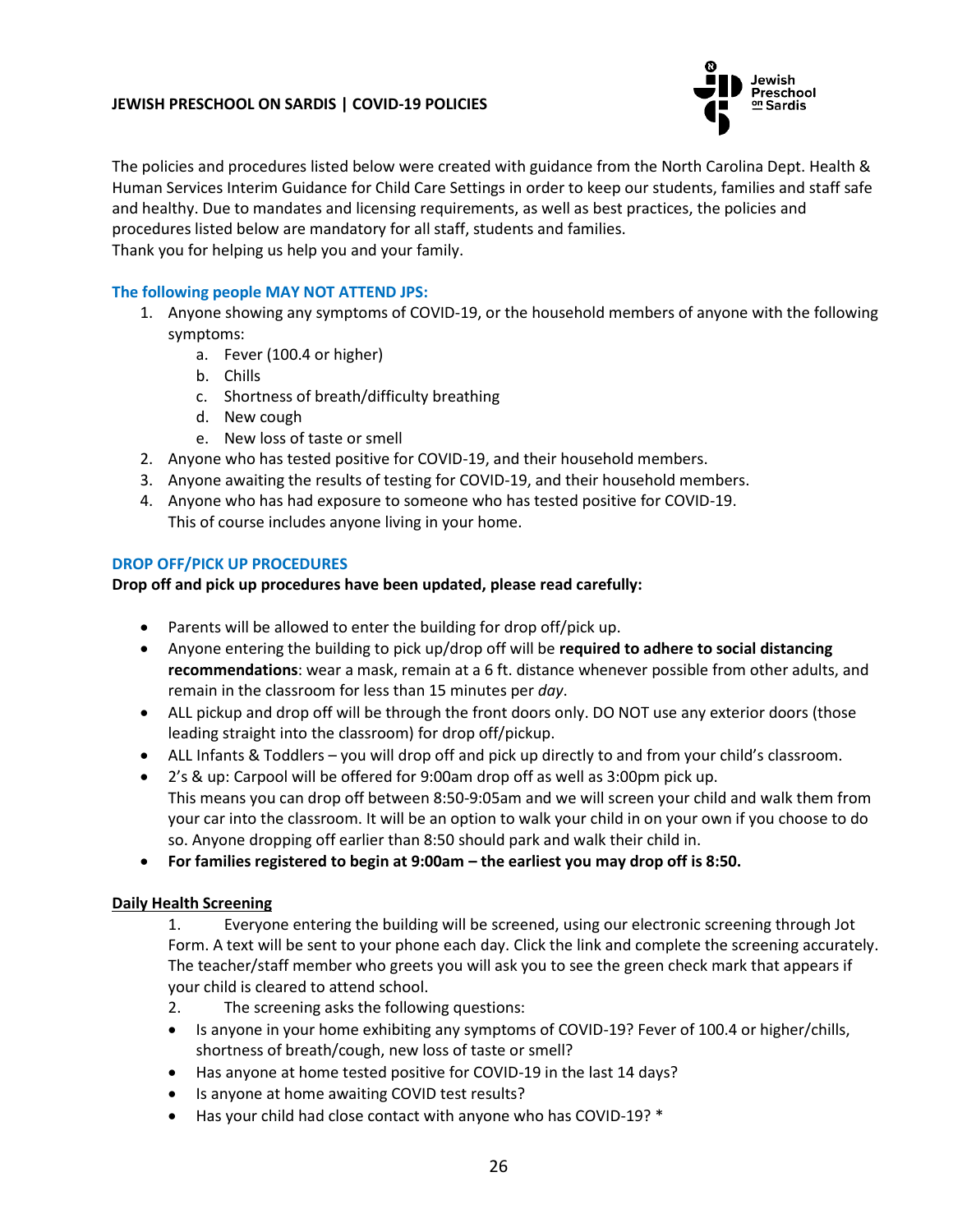**JEWISH PRESCHOOL ON SARDIS | COVID-19 POLICIES**

The policies and procedures listed below were created with guidance from the North Carolina Dept. Health & Human Services Interim Guidance for Child Care Settings in order to keep our students, families and staff safe and healthy. Due to mandates and licensing requirements, as well as best practices, the policies and procedures listed below are mandatory for all staff, students and families.
Thank you for helping us help you and your family.

### The following people MAY NOT ATTEND JPS:

1. Anyone showing any symptoms of COVID-19, or the household members of anyone with the following symptoms:
   a. Fever (100.4 or higher)
   b. Chills
   c. Shortness of breath/difficulty breathing
   d. New cough
   e. New loss of taste or smell
2. Anyone who has tested positive for COVID-19, and their household members.
3. Anyone awaiting the results of testing for COVID-19, and their household members.
4. Anyone who has had exposure to someone who has tested positive for COVID-19.
   This of course includes anyone living in your home.

### DROP OFF/PICK UP PROCEDURES

**Drop off and pick up procedures have been updated, please read carefully:**

- Parents will be allowed to enter the building for drop off/pick up.
- Anyone entering the building to pick up/drop off will be **required to adhere to social distancing recommendations**: wear a mask, remain at a 6 ft. distance whenever possible from other adults, and remain in the classroom for less than 15 minutes per *day*.
- ALL pickup and drop off will be through the front doors only. DO NOT use any exterior doors (those leading straight into the classroom) for drop off/pickup.
- ALL Infants & Toddlers – you will drop off and pick up directly to and from your child's classroom.
- 2's & up: Carpool will be offered for 9:00am drop off as well as 3:00pm pick up.
  This means you can drop off between 8:50-9:05am and we will screen your child and walk them from your car into the classroom. It will be an option to walk your child in on your own if you choose to do so. Anyone dropping off earlier than 8:50 should park and walk their child in.
- **For families registered to begin at 9:00am – the earliest you may drop off is 8:50.**

### Daily Health Screening

1. Everyone entering the building will be screened, using our electronic screening through Jot Form. A text will be sent to your phone each day. Click the link and complete the screening accurately. The teacher/staff member who greets you will ask you to see the green check mark that appears if your child is cleared to attend school.
2. The screening asks the following questions:

- Is anyone in your home exhibiting any symptoms of COVID-19? Fever of 100.4 or higher/chills, shortness of breath/cough, new loss of taste or smell?
- Has anyone at home tested positive for COVID-19 in the last 14 days?
- Is anyone at home awaiting COVID test results?
- Has your child had close contact with anyone who has COVID-19? *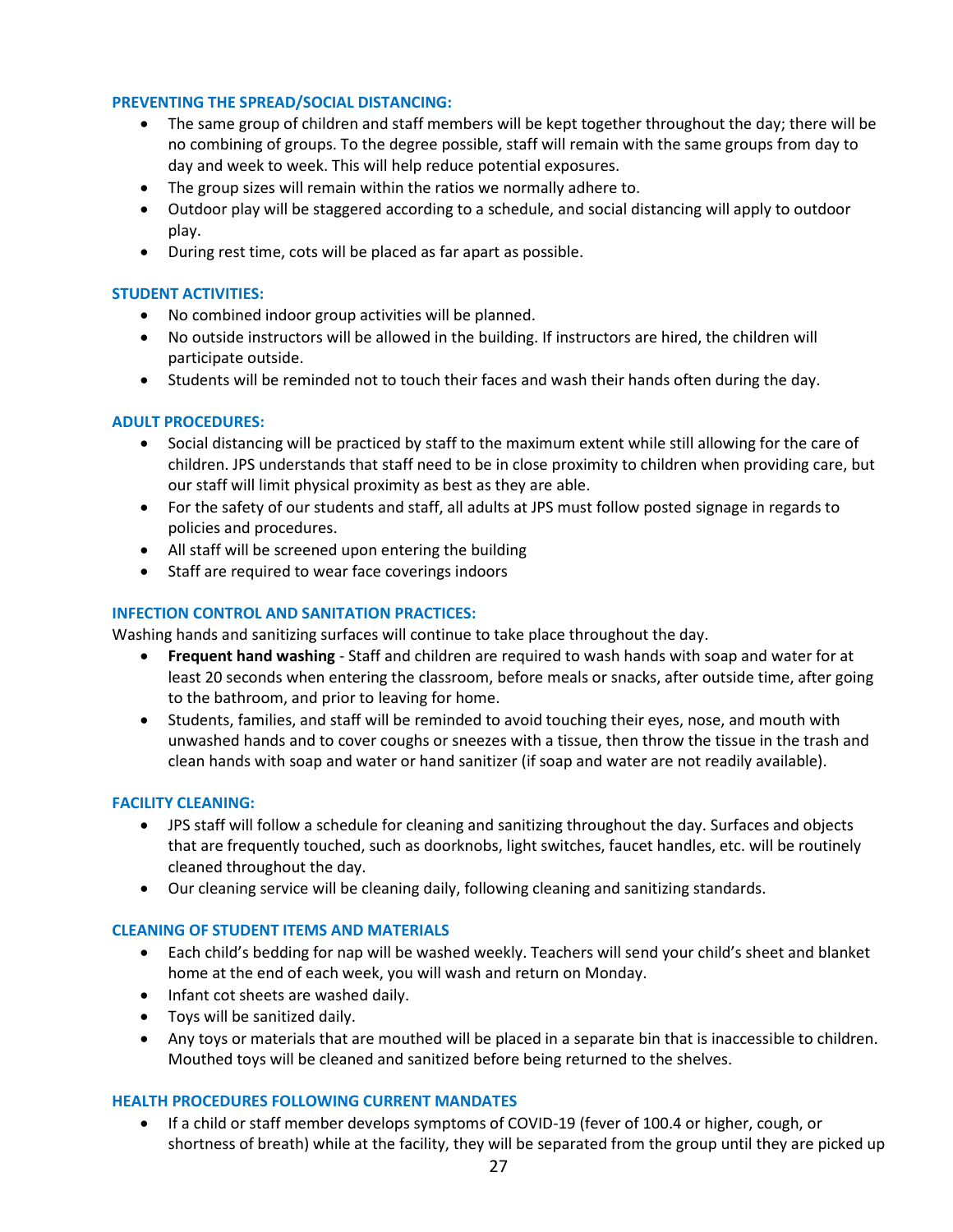### PREVENTING THE SPREAD/SOCIAL DISTANCING:

- The same group of children and staff members will be kept together throughout the day; there will be no combining of groups. To the degree possible, staff will remain with the same groups from day to day and week to week. This will help reduce potential exposures.
- The group sizes will remain within the ratios we normally adhere to.
- Outdoor play will be staggered according to a schedule, and social distancing will apply to outdoor play.
- During rest time, cots will be placed as far apart as possible.

### STUDENT ACTIVITIES:

- No combined indoor group activities will be planned.
- No outside instructors will be allowed in the building. If instructors are hired, the children will participate outside.
- Students will be reminded not to touch their faces and wash their hands often during the day.

### ADULT PROCEDURES:

- Social distancing will be practiced by staff to the maximum extent while still allowing for the care of children. JPS understands that staff need to be in close proximity to children when providing care, but our staff will limit physical proximity as best as they are able.
- For the safety of our students and staff, all adults at JPS must follow posted signage in regards to policies and procedures.
- All staff will be screened upon entering the building
- Staff are required to wear face coverings indoors

### INFECTION CONTROL AND SANITATION PRACTICES:

Washing hands and sanitizing surfaces will continue to take place throughout the day.

- **Frequent hand washing** - Staff and children are required to wash hands with soap and water for at least 20 seconds when entering the classroom, before meals or snacks, after outside time, after going to the bathroom, and prior to leaving for home.
- Students, families, and staff will be reminded to avoid touching their eyes, nose, and mouth with unwashed hands and to cover coughs or sneezes with a tissue, then throw the tissue in the trash and clean hands with soap and water or hand sanitizer (if soap and water are not readily available).

### FACILITY CLEANING:

- JPS staff will follow a schedule for cleaning and sanitizing throughout the day. Surfaces and objects that are frequently touched, such as doorknobs, light switches, faucet handles, etc. will be routinely cleaned throughout the day.
- Our cleaning service will be cleaning daily, following cleaning and sanitizing standards.

### CLEANING OF STUDENT ITEMS AND MATERIALS

- Each child's bedding for nap will be washed weekly. Teachers will send your child's sheet and blanket home at the end of each week, you will wash and return on Monday.
- Infant cot sheets are washed daily.
- Toys will be sanitized daily.
- Any toys or materials that are mouthed will be placed in a separate bin that is inaccessible to children. Mouthed toys will be cleaned and sanitized before being returned to the shelves.

### HEALTH PROCEDURES FOLLOWING CURRENT MANDATES

- If a child or staff member develops symptoms of COVID-19 (fever of 100.4 or higher, cough, or shortness of breath) while at the facility, they will be separated from the group until they are picked up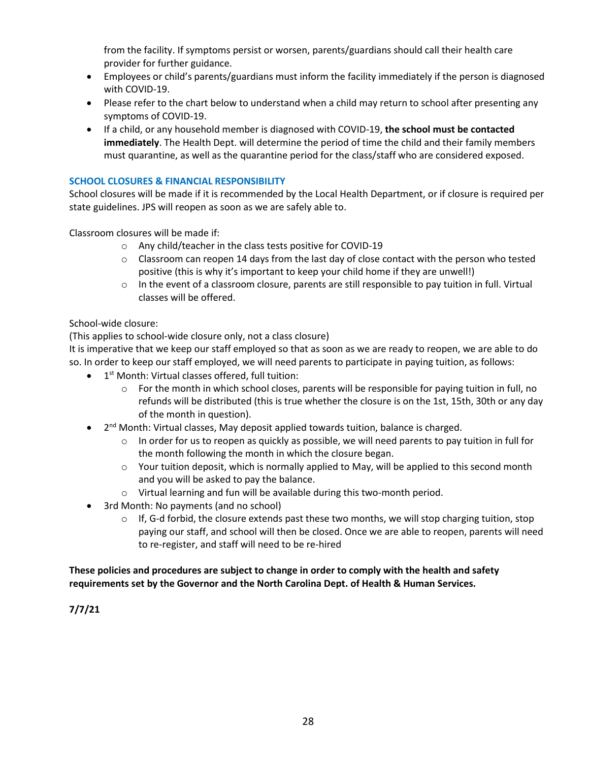from the facility. If symptoms persist or worsen, parents/guardians should call their health care provider for further guidance.

- Employees or child's parents/guardians must inform the facility immediately if the person is diagnosed with COVID-19.
- Please refer to the chart below to understand when a child may return to school after presenting any symptoms of COVID-19.
- If a child, or any household member is diagnosed with COVID-19, **the school must be contacted immediately**. The Health Dept. will determine the period of time the child and their family members must quarantine, as well as the quarantine period for the class/staff who are considered exposed.

### SCHOOL CLOSURES & FINANCIAL RESPONSIBILITY

School closures will be made if it is recommended by the Local Health Department, or if closure is required per state guidelines. JPS will reopen as soon as we are safely able to.

Classroom closures will be made if:

- Any child/teacher in the class tests positive for COVID-19
- Classroom can reopen 14 days from the last day of close contact with the person who tested positive (this is why it's important to keep your child home if they are unwell!)
- In the event of a classroom closure, parents are still responsible to pay tuition in full. Virtual classes will be offered.

School-wide closure:
(This applies to school-wide closure only, not a class closure)
It is imperative that we keep our staff employed so that as soon as we are ready to reopen, we are able to do so. In order to keep our staff employed, we will need parents to participate in paying tuition, as follows:

- 1st Month: Virtual classes offered, full tuition:
  - For the month in which school closes, parents will be responsible for paying tuition in full, no refunds will be distributed (this is true whether the closure is on the 1st, 15th, 30th or any day of the month in question).
- 2nd Month: Virtual classes, May deposit applied towards tuition, balance is charged.
  - In order for us to reopen as quickly as possible, we will need parents to pay tuition in full for the month following the month in which the closure began.
  - Your tuition deposit, which is normally applied to May, will be applied to this second month and you will be asked to pay the balance.
  - Virtual learning and fun will be available during this two-month period.
- 3rd Month: No payments (and no school)
  - If, G-d forbid, the closure extends past these two months, we will stop charging tuition, stop paying our staff, and school will then be closed. Once we are able to reopen, parents will need to re-register, and staff will need to be re-hired

**These policies and procedures are subject to change in order to comply with the health and safety requirements set by the Governor and the North Carolina Dept. of Health & Human Services.**

**7/7/21**